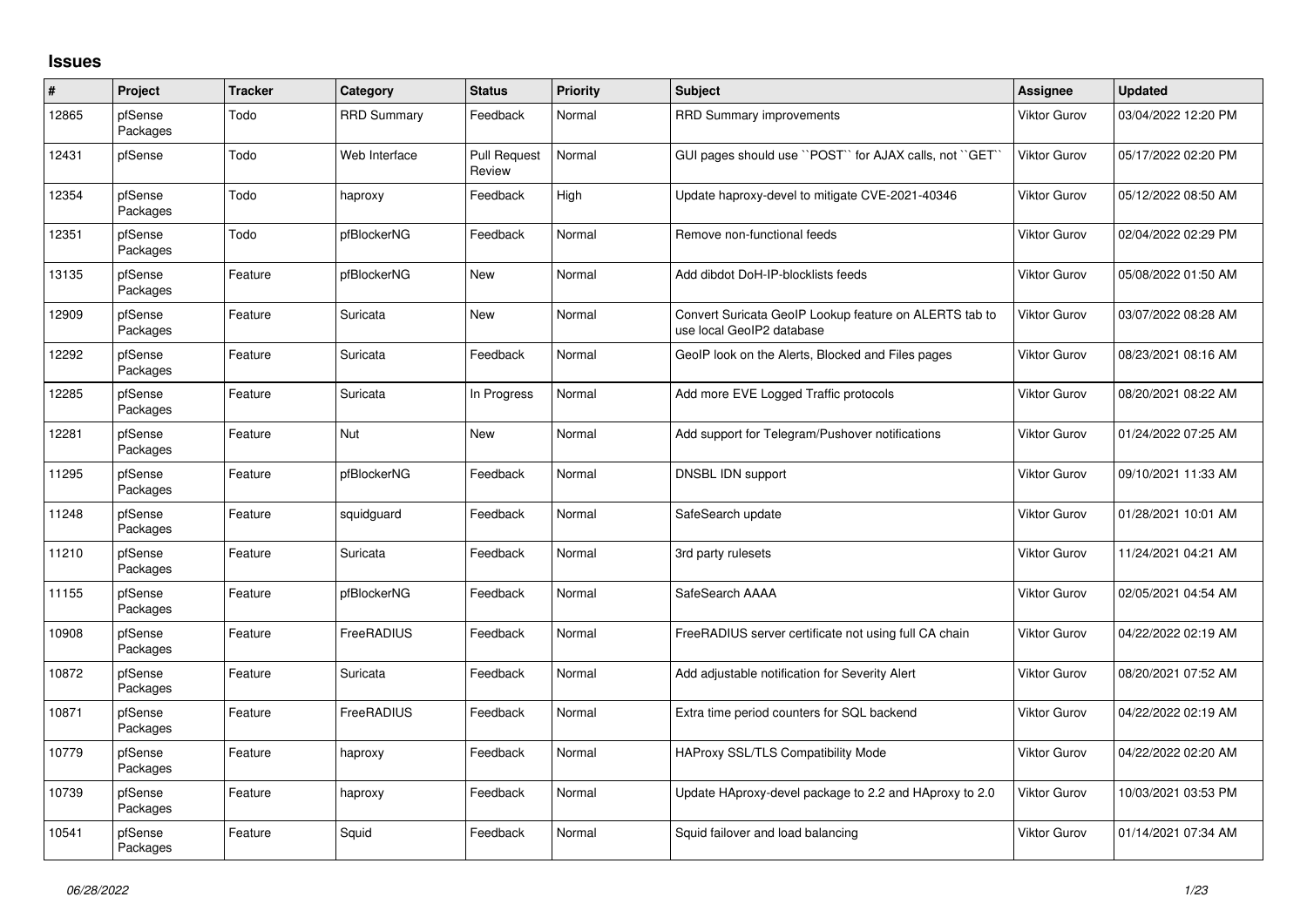## Issues

| # | Project | Tracker | Category | Status | Priority | Subject | Assignee | Updated |
|---|---|---|---|---|---|---|---|---|
| 12865 | pfSense Packages | Todo | RRD Summary | Feedback | Normal | RRD Summary improvements | Viktor Gurov | 03/04/2022 12:20 PM |
| 12431 | pfSense | Todo | Web Interface | Pull Request Review | Normal | GUI pages should use ``POST`` for AJAX calls, not ``GET`` | Viktor Gurov | 05/17/2022 02:20 PM |
| 12354 | pfSense Packages | Todo | haproxy | Feedback | High | Update haproxy-devel to mitigate CVE-2021-40346 | Viktor Gurov | 05/12/2022 08:50 AM |
| 12351 | pfSense Packages | Todo | pfBlockerNG | Feedback | Normal | Remove non-functional feeds | Viktor Gurov | 02/04/2022 02:29 PM |
| 13135 | pfSense Packages | Feature | pfBlockerNG | New | Normal | Add dibdot DoH-IP-blocklists feeds | Viktor Gurov | 05/08/2022 01:50 AM |
| 12909 | pfSense Packages | Feature | Suricata | New | Normal | Convert Suricata GeoIP Lookup feature on ALERTS tab to use local GeoIP2 database | Viktor Gurov | 03/07/2022 08:28 AM |
| 12292 | pfSense Packages | Feature | Suricata | Feedback | Normal | GeoIP look on the Alerts, Blocked and Files pages | Viktor Gurov | 08/23/2021 08:16 AM |
| 12285 | pfSense Packages | Feature | Suricata | In Progress | Normal | Add more EVE Logged Traffic protocols | Viktor Gurov | 08/20/2021 08:22 AM |
| 12281 | pfSense Packages | Feature | Nut | New | Normal | Add support for Telegram/Pushover notifications | Viktor Gurov | 01/24/2022 07:25 AM |
| 11295 | pfSense Packages | Feature | pfBlockerNG | Feedback | Normal | DNSBL IDN support | Viktor Gurov | 09/10/2021 11:33 AM |
| 11248 | pfSense Packages | Feature | squidguard | Feedback | Normal | SafeSearch update | Viktor Gurov | 01/28/2021 10:01 AM |
| 11210 | pfSense Packages | Feature | Suricata | Feedback | Normal | 3rd party rulesets | Viktor Gurov | 11/24/2021 04:21 AM |
| 11155 | pfSense Packages | Feature | pfBlockerNG | Feedback | Normal | SafeSearch AAAA | Viktor Gurov | 02/05/2021 04:54 AM |
| 10908 | pfSense Packages | Feature | FreeRADIUS | Feedback | Normal | FreeRADIUS server certificate not using full CA chain | Viktor Gurov | 04/22/2022 02:19 AM |
| 10872 | pfSense Packages | Feature | Suricata | Feedback | Normal | Add adjustable notification for Severity Alert | Viktor Gurov | 08/20/2021 07:52 AM |
| 10871 | pfSense Packages | Feature | FreeRADIUS | Feedback | Normal | Extra time period counters for SQL backend | Viktor Gurov | 04/22/2022 02:19 AM |
| 10779 | pfSense Packages | Feature | haproxy | Feedback | Normal | HAProxy SSL/TLS Compatibility Mode | Viktor Gurov | 04/22/2022 02:20 AM |
| 10739 | pfSense Packages | Feature | haproxy | Feedback | Normal | Update HAproxy-devel package to 2.2 and HAproxy to 2.0 | Viktor Gurov | 10/03/2021 03:53 PM |
| 10541 | pfSense Packages | Feature | Squid | Feedback | Normal | Squid failover and load balancing | Viktor Gurov | 01/14/2021 07:34 AM |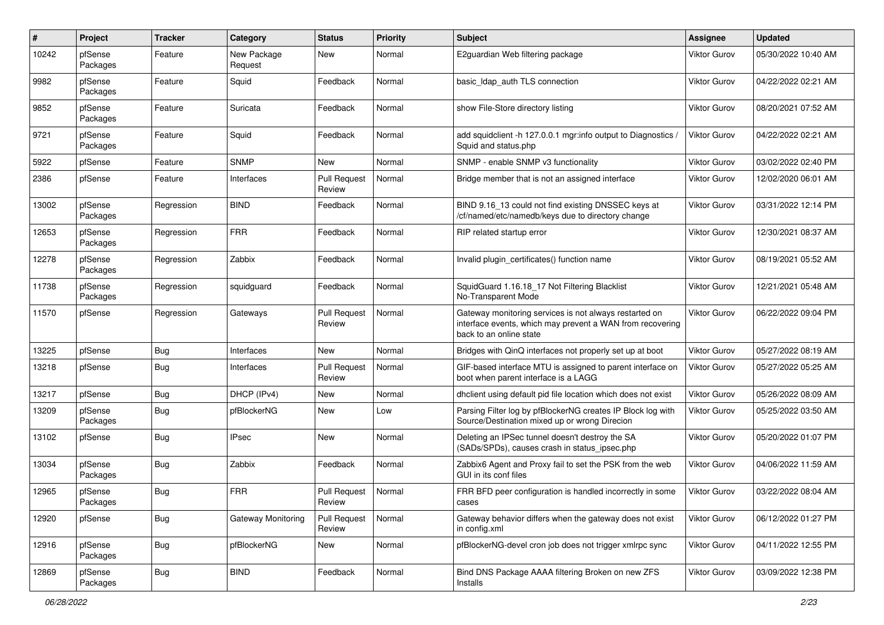| # | Project | Tracker | Category | Status | Priority | Subject | Assignee | Updated |
|---|---|---|---|---|---|---|---|---|
| 10242 | pfSense Packages | Feature | New Package Request | New | Normal | E2guardian Web filtering package | Viktor Gurov | 05/30/2022 10:40 AM |
| 9982 | pfSense Packages | Feature | Squid | Feedback | Normal | basic_ldap_auth TLS connection | Viktor Gurov | 04/22/2022 02:21 AM |
| 9852 | pfSense Packages | Feature | Suricata | Feedback | Normal | show File-Store directory listing | Viktor Gurov | 08/20/2021 07:52 AM |
| 9721 | pfSense Packages | Feature | Squid | Feedback | Normal | add squidclient -h 127.0.0.1 mgr:info output to Diagnostics / Squid and status.php | Viktor Gurov | 04/22/2022 02:21 AM |
| 5922 | pfSense | Feature | SNMP | New | Normal | SNMP - enable SNMP v3 functionality | Viktor Gurov | 03/02/2022 02:40 PM |
| 2386 | pfSense | Feature | Interfaces | Pull Request Review | Normal | Bridge member that is not an assigned interface | Viktor Gurov | 12/02/2020 06:01 AM |
| 13002 | pfSense Packages | Regression | BIND | Feedback | Normal | BIND 9.16_13 could not find existing DNSSEC keys at /cf/named/etc/namedb/keys due to directory change | Viktor Gurov | 03/31/2022 12:14 PM |
| 12653 | pfSense Packages | Regression | FRR | Feedback | Normal | RIP related startup error | Viktor Gurov | 12/30/2021 08:37 AM |
| 12278 | pfSense Packages | Regression | Zabbix | Feedback | Normal | Invalid plugin_certificates() function name | Viktor Gurov | 08/19/2021 05:52 AM |
| 11738 | pfSense Packages | Regression | squidguard | Feedback | Normal | SquidGuard 1.16.18_17 Not Filtering Blacklist No-Transparent Mode | Viktor Gurov | 12/21/2021 05:48 AM |
| 11570 | pfSense | Regression | Gateways | Pull Request Review | Normal | Gateway monitoring services is not always restarted on interface events, which may prevent a WAN from recovering back to an online state | Viktor Gurov | 06/22/2022 09:04 PM |
| 13225 | pfSense | Bug | Interfaces | New | Normal | Bridges with QinQ interfaces not properly set up at boot | Viktor Gurov | 05/27/2022 08:19 AM |
| 13218 | pfSense | Bug | Interfaces | Pull Request Review | Normal | GIF-based interface MTU is assigned to parent interface on boot when parent interface is a LAGG | Viktor Gurov | 05/27/2022 05:25 AM |
| 13217 | pfSense | Bug | DHCP (IPv4) | New | Normal | dhclient using default pid file location which does not exist | Viktor Gurov | 05/26/2022 08:09 AM |
| 13209 | pfSense Packages | Bug | pfBlockerNG | New | Low | Parsing Filter log by pfBlockerNG creates IP Block log with Source/Destination mixed up or wrong Direcion | Viktor Gurov | 05/25/2022 03:50 AM |
| 13102 | pfSense | Bug | IPsec | New | Normal | Deleting an IPSec tunnel doesn't destroy the SA (SADs/SPDs), causes crash in status_ipsec.php | Viktor Gurov | 05/20/2022 01:07 PM |
| 13034 | pfSense Packages | Bug | Zabbix | Feedback | Normal | Zabbix6 Agent and Proxy fail to set the PSK from the web GUI in its conf files | Viktor Gurov | 04/06/2022 11:59 AM |
| 12965 | pfSense Packages | Bug | FRR | Pull Request Review | Normal | FRR BFD peer configuration is handled incorrectly in some cases | Viktor Gurov | 03/22/2022 08:04 AM |
| 12920 | pfSense | Bug | Gateway Monitoring | Pull Request Review | Normal | Gateway behavior differs when the gateway does not exist in config.xml | Viktor Gurov | 06/12/2022 01:27 PM |
| 12916 | pfSense Packages | Bug | pfBlockerNG | New | Normal | pfBlockerNG-devel cron job does not trigger xmlrpc sync | Viktor Gurov | 04/11/2022 12:55 PM |
| 12869 | pfSense Packages | Bug | BIND | Feedback | Normal | Bind DNS Package AAAA filtering Broken on new ZFS Installs | Viktor Gurov | 03/09/2022 12:38 PM |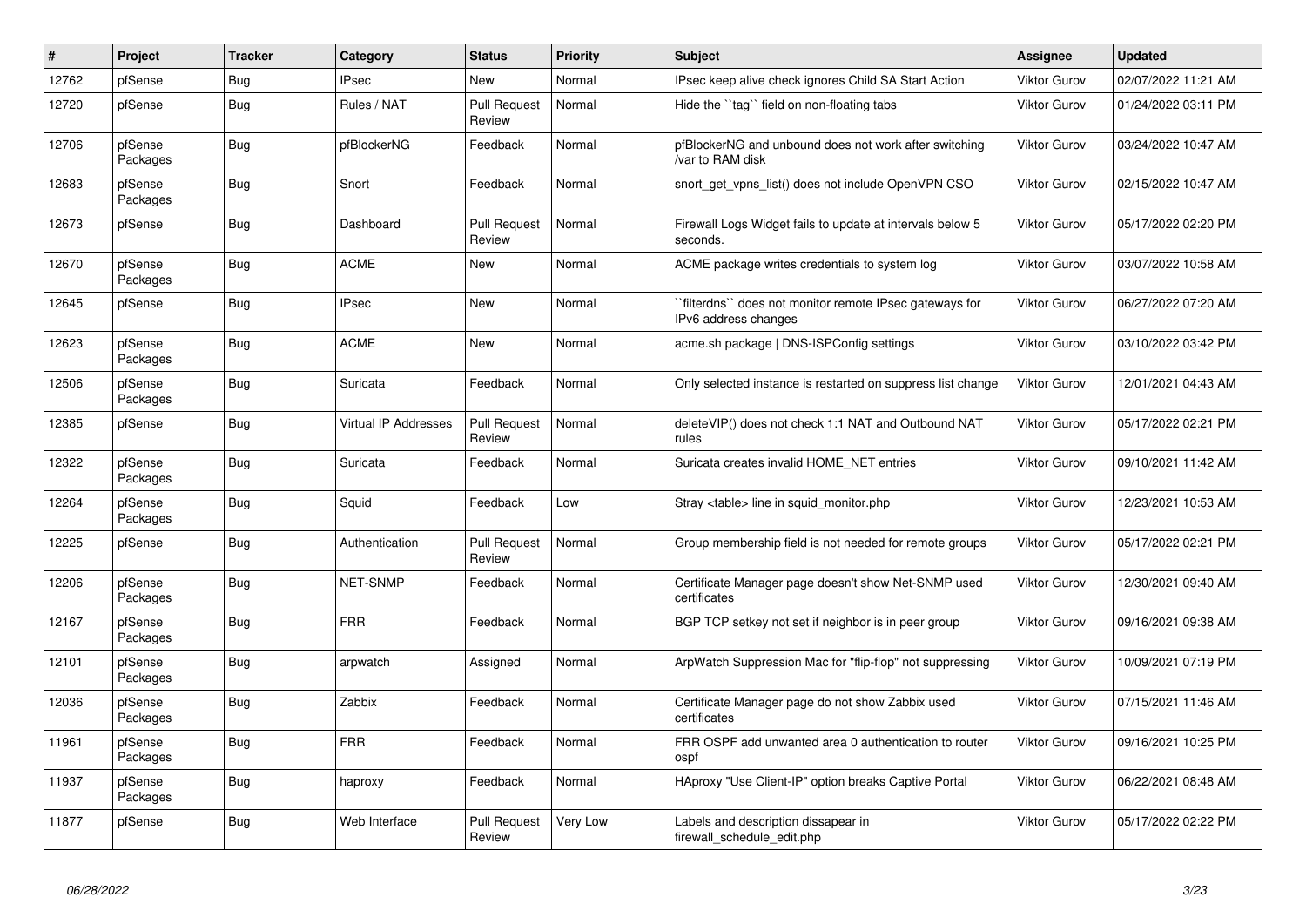| # | Project | Tracker | Category | Status | Priority | Subject | Assignee | Updated |
|---|---|---|---|---|---|---|---|---|
| 12762 | pfSense | Bug | IPsec | New | Normal | IPsec keep alive check ignores Child SA Start Action | Viktor Gurov | 02/07/2022 11:21 AM |
| 12720 | pfSense | Bug | Rules / NAT | Pull Request Review | Normal | Hide the ``tag`` field on non-floating tabs | Viktor Gurov | 01/24/2022 03:11 PM |
| 12706 | pfSense Packages | Bug | pfBlockerNG | Feedback | Normal | pfBlockerNG and unbound does not work after switching /var to RAM disk | Viktor Gurov | 03/24/2022 10:47 AM |
| 12683 | pfSense Packages | Bug | Snort | Feedback | Normal | snort_get_vpns_list() does not include OpenVPN CSO | Viktor Gurov | 02/15/2022 10:47 AM |
| 12673 | pfSense | Bug | Dashboard | Pull Request Review | Normal | Firewall Logs Widget fails to update at intervals below 5 seconds. | Viktor Gurov | 05/17/2022 02:20 PM |
| 12670 | pfSense Packages | Bug | ACME | New | Normal | ACME package writes credentials to system log | Viktor Gurov | 03/07/2022 10:58 AM |
| 12645 | pfSense | Bug | IPsec | New | Normal | ``filterdns`` does not monitor remote IPsec gateways for IPv6 address changes | Viktor Gurov | 06/27/2022 07:20 AM |
| 12623 | pfSense Packages | Bug | ACME | New | Normal | acme.sh package \| DNS-ISPConfig settings | Viktor Gurov | 03/10/2022 03:42 PM |
| 12506 | pfSense Packages | Bug | Suricata | Feedback | Normal | Only selected instance is restarted on suppress list change | Viktor Gurov | 12/01/2021 04:43 AM |
| 12385 | pfSense | Bug | Virtual IP Addresses | Pull Request Review | Normal | deleteVIP() does not check 1:1 NAT and Outbound NAT rules | Viktor Gurov | 05/17/2022 02:21 PM |
| 12322 | pfSense Packages | Bug | Suricata | Feedback | Normal | Suricata creates invalid HOME_NET entries | Viktor Gurov | 09/10/2021 11:42 AM |
| 12264 | pfSense Packages | Bug | Squid | Feedback | Low | Stray <table> line in squid_monitor.php | Viktor Gurov | 12/23/2021 10:53 AM |
| 12225 | pfSense | Bug | Authentication | Pull Request Review | Normal | Group membership field is not needed for remote groups | Viktor Gurov | 05/17/2022 02:21 PM |
| 12206 | pfSense Packages | Bug | NET-SNMP | Feedback | Normal | Certificate Manager page doesn't show Net-SNMP used certificates | Viktor Gurov | 12/30/2021 09:40 AM |
| 12167 | pfSense Packages | Bug | FRR | Feedback | Normal | BGP TCP setkey not set if neighbor is in peer group | Viktor Gurov | 09/16/2021 09:38 AM |
| 12101 | pfSense Packages | Bug | arpwatch | Assigned | Normal | ArpWatch Suppression Mac for "flip-flop" not suppressing | Viktor Gurov | 10/09/2021 07:19 PM |
| 12036 | pfSense Packages | Bug | Zabbix | Feedback | Normal | Certificate Manager page do not show Zabbix used certificates | Viktor Gurov | 07/15/2021 11:46 AM |
| 11961 | pfSense Packages | Bug | FRR | Feedback | Normal | FRR OSPF add unwanted area 0 authentication to router ospf | Viktor Gurov | 09/16/2021 10:25 PM |
| 11937 | pfSense Packages | Bug | haproxy | Feedback | Normal | HAproxy "Use Client-IP" option breaks Captive Portal | Viktor Gurov | 06/22/2021 08:48 AM |
| 11877 | pfSense | Bug | Web Interface | Pull Request Review | Very Low | Labels and description dissapear in firewall_schedule_edit.php | Viktor Gurov | 05/17/2022 02:22 PM |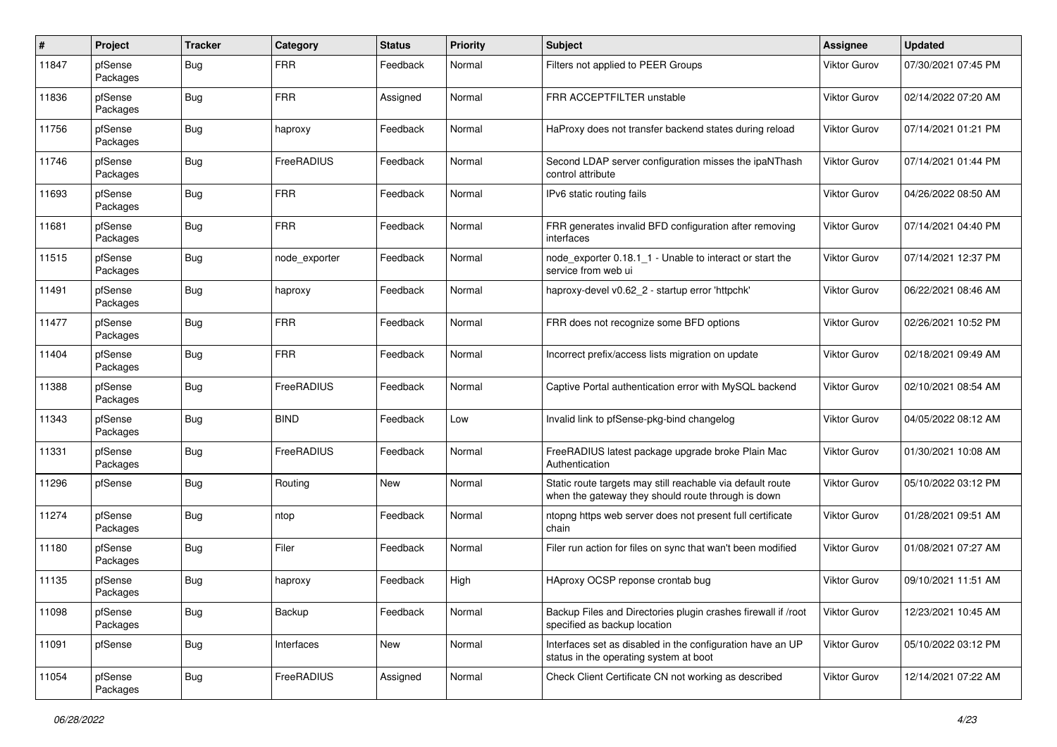| # | Project | Tracker | Category | Status | Priority | Subject | Assignee | Updated |
|---|---|---|---|---|---|---|---|---|
| 11847 | pfSense Packages | Bug | FRR | Feedback | Normal | Filters not applied to PEER Groups | Viktor Gurov | 07/30/2021 07:45 PM |
| 11836 | pfSense Packages | Bug | FRR | Assigned | Normal | FRR ACCEPTFILTER unstable | Viktor Gurov | 02/14/2022 07:20 AM |
| 11756 | pfSense Packages | Bug | haproxy | Feedback | Normal | HaProxy does not transfer backend states during reload | Viktor Gurov | 07/14/2021 01:21 PM |
| 11746 | pfSense Packages | Bug | FreeRADIUS | Feedback | Normal | Second LDAP server configuration misses the ipaNThash control attribute | Viktor Gurov | 07/14/2021 01:44 PM |
| 11693 | pfSense Packages | Bug | FRR | Feedback | Normal | IPv6 static routing fails | Viktor Gurov | 04/26/2022 08:50 AM |
| 11681 | pfSense Packages | Bug | FRR | Feedback | Normal | FRR generates invalid BFD configuration after removing interfaces | Viktor Gurov | 07/14/2021 04:40 PM |
| 11515 | pfSense Packages | Bug | node_exporter | Feedback | Normal | node_exporter 0.18.1_1 - Unable to interact or start the service from web ui | Viktor Gurov | 07/14/2021 12:37 PM |
| 11491 | pfSense Packages | Bug | haproxy | Feedback | Normal | haproxy-devel v0.62_2 - startup error 'httpchk' | Viktor Gurov | 06/22/2021 08:46 AM |
| 11477 | pfSense Packages | Bug | FRR | Feedback | Normal | FRR does not recognize some BFD options | Viktor Gurov | 02/26/2021 10:52 PM |
| 11404 | pfSense Packages | Bug | FRR | Feedback | Normal | Incorrect prefix/access lists migration on update | Viktor Gurov | 02/18/2021 09:49 AM |
| 11388 | pfSense Packages | Bug | FreeRADIUS | Feedback | Normal | Captive Portal authentication error with MySQL backend | Viktor Gurov | 02/10/2021 08:54 AM |
| 11343 | pfSense Packages | Bug | BIND | Feedback | Low | Invalid link to pfSense-pkg-bind changelog | Viktor Gurov | 04/05/2022 08:12 AM |
| 11331 | pfSense Packages | Bug | FreeRADIUS | Feedback | Normal | FreeRADIUS latest package upgrade broke Plain Mac Authentication | Viktor Gurov | 01/30/2021 10:08 AM |
| 11296 | pfSense | Bug | Routing | New | Normal | Static route targets may still reachable via default route when the gateway they should route through is down | Viktor Gurov | 05/10/2022 03:12 PM |
| 11274 | pfSense Packages | Bug | ntop | Feedback | Normal | ntopng https web server does not present full certificate chain | Viktor Gurov | 01/28/2021 09:51 AM |
| 11180 | pfSense Packages | Bug | Filer | Feedback | Normal | Filer run action for files on sync that wan't been modified | Viktor Gurov | 01/08/2021 07:27 AM |
| 11135 | pfSense Packages | Bug | haproxy | Feedback | High | HAproxy OCSP reponse crontab bug | Viktor Gurov | 09/10/2021 11:51 AM |
| 11098 | pfSense Packages | Bug | Backup | Feedback | Normal | Backup Files and Directories plugin crashes firewall if /root specified as backup location | Viktor Gurov | 12/23/2021 10:45 AM |
| 11091 | pfSense | Bug | Interfaces | New | Normal | Interfaces set as disabled in the configuration have an UP status in the operating system at boot | Viktor Gurov | 05/10/2022 03:12 PM |
| 11054 | pfSense Packages | Bug | FreeRADIUS | Assigned | Normal | Check Client Certificate CN not working as described | Viktor Gurov | 12/14/2021 07:22 AM |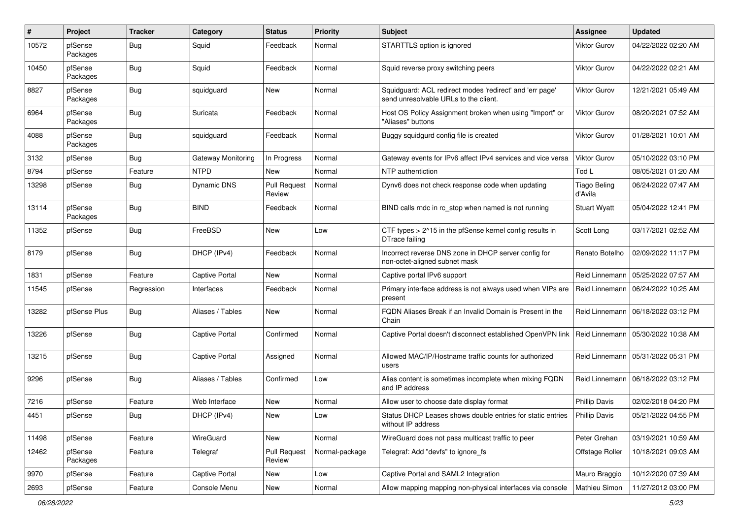| # | Project | Tracker | Category | Status | Priority | Subject | Assignee | Updated |
|---|---|---|---|---|---|---|---|---|
| 10572 | pfSense Packages | Bug | Squid | Feedback | Normal | STARTTLS option is ignored | Viktor Gurov | 04/22/2022 02:20 AM |
| 10450 | pfSense Packages | Bug | Squid | Feedback | Normal | Squid reverse proxy switching peers | Viktor Gurov | 04/22/2022 02:21 AM |
| 8827 | pfSense Packages | Bug | squidguard | New | Normal | Squidguard: ACL redirect modes 'redirect' and 'err page' send unresolvable URLs to the client. | Viktor Gurov | 12/21/2021 05:49 AM |
| 6964 | pfSense Packages | Bug | Suricata | Feedback | Normal | Host OS Policy Assignment broken when using "Import" or "Aliases" buttons | Viktor Gurov | 08/20/2021 07:52 AM |
| 4088 | pfSense Packages | Bug | squidguard | Feedback | Normal | Buggy squidgurd config file is created | Viktor Gurov | 01/28/2021 10:01 AM |
| 3132 | pfSense | Bug | Gateway Monitoring | In Progress | Normal | Gateway events for IPv6 affect IPv4 services and vice versa | Viktor Gurov | 05/10/2022 03:10 PM |
| 8794 | pfSense | Feature | NTPD | New | Normal | NTP authentiction | Tod L | 08/05/2021 01:20 AM |
| 13298 | pfSense | Bug | Dynamic DNS | Pull Request Review | Normal | Dynv6 does not check response code when updating | Tiago Beling d'Avila | 06/24/2022 07:47 AM |
| 13114 | pfSense Packages | Bug | BIND | Feedback | Normal | BIND calls rndc in rc_stop when named is not running | Stuart Wyatt | 05/04/2022 12:41 PM |
| 11352 | pfSense | Bug | FreeBSD | New | Low | CTF types > 2^15 in the pfSense kernel config results in DTrace failing | Scott Long | 03/17/2021 02:52 AM |
| 8179 | pfSense | Bug | DHCP (IPv4) | Feedback | Normal | Incorrect reverse DNS zone in DHCP server config for non-octet-aligned subnet mask | Renato Botelho | 02/09/2022 11:17 PM |
| 1831 | pfSense | Feature | Captive Portal | New | Normal | Captive portal IPv6 support | Reid Linnemann | 05/25/2022 07:57 AM |
| 11545 | pfSense | Regression | Interfaces | Feedback | Normal | Primary interface address is not always used when VIPs are present | Reid Linnemann | 06/24/2022 10:25 AM |
| 13282 | pfSense Plus | Bug | Aliases / Tables | New | Normal | FQDN Aliases Break if an Invalid Domain is Present in the Chain | Reid Linnemann | 06/18/2022 03:12 PM |
| 13226 | pfSense | Bug | Captive Portal | Confirmed | Normal | Captive Portal doesn't disconnect established OpenVPN link | Reid Linnemann | 05/30/2022 10:38 AM |
| 13215 | pfSense | Bug | Captive Portal | Assigned | Normal | Allowed MAC/IP/Hostname traffic counts for authorized users | Reid Linnemann | 05/31/2022 05:31 PM |
| 9296 | pfSense | Bug | Aliases / Tables | Confirmed | Low | Alias content is sometimes incomplete when mixing FQDN and IP address | Reid Linnemann | 06/18/2022 03:12 PM |
| 7216 | pfSense | Feature | Web Interface | New | Normal | Allow user to choose date display format | Phillip Davis | 02/02/2018 04:20 PM |
| 4451 | pfSense | Bug | DHCP (IPv4) | New | Low | Status DHCP Leases shows double entries for static entries without IP address | Phillip Davis | 05/21/2022 04:55 PM |
| 11498 | pfSense | Feature | WireGuard | New | Normal | WireGuard does not pass multicast traffic to peer | Peter Grehan | 03/19/2021 10:59 AM |
| 12462 | pfSense Packages | Feature | Telegraf | Pull Request Review | Normal-package | Telegraf: Add "devfs" to ignore_fs | Offstage Roller | 10/18/2021 09:03 AM |
| 9970 | pfSense | Feature | Captive Portal | New | Low | Captive Portal and SAML2 Integration | Mauro Braggio | 10/12/2020 07:39 AM |
| 2693 | pfSense | Feature | Console Menu | New | Normal | Allow mapping mapping non-physical interfaces via console | Mathieu Simon | 11/27/2012 03:00 PM |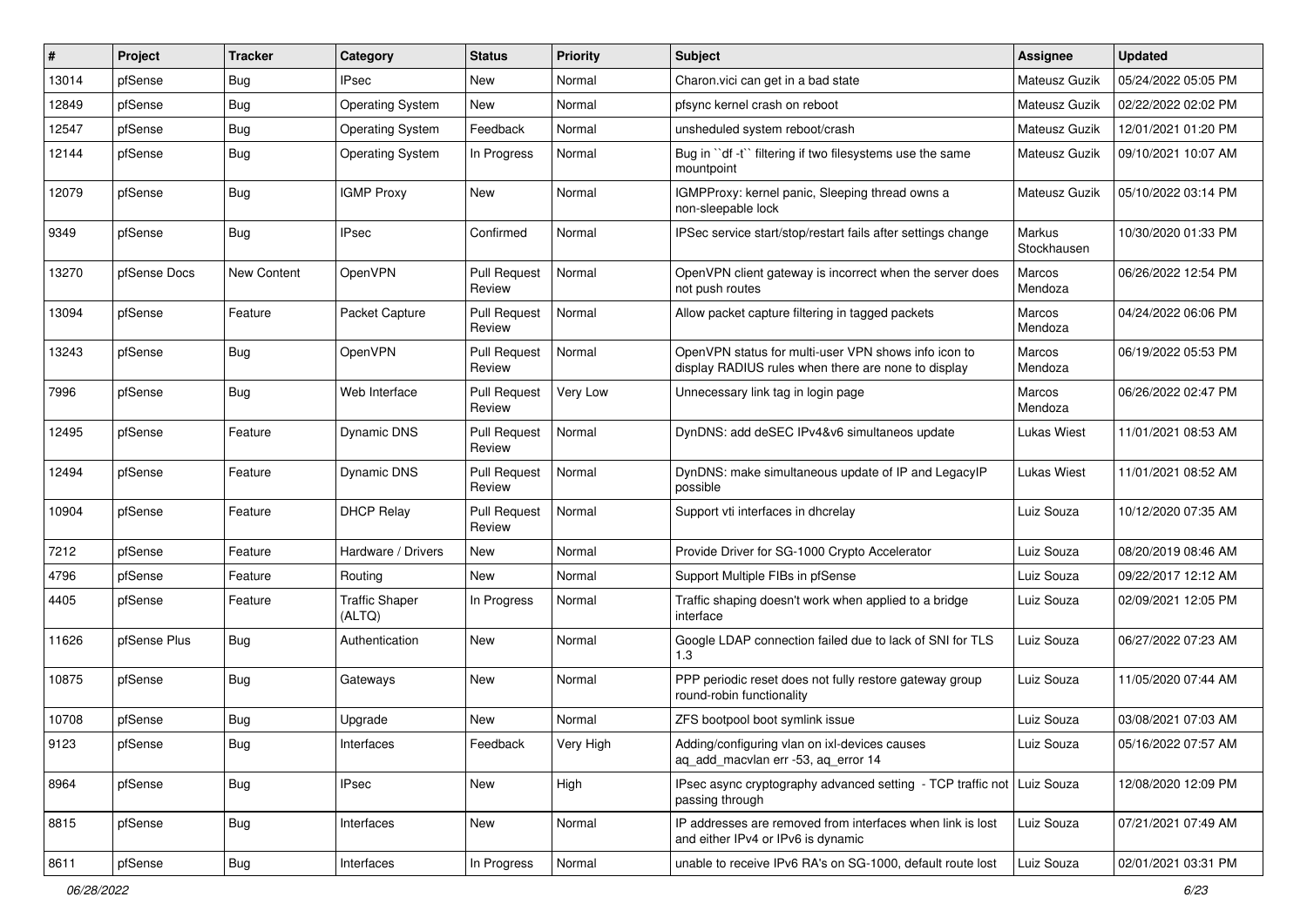| # | Project | Tracker | Category | Status | Priority | Subject | Assignee | Updated |
|---|---|---|---|---|---|---|---|---|
| 13014 | pfSense | Bug | IPsec | New | Normal | Charon.vici can get in a bad state | Mateusz Guzik | 05/24/2022 05:05 PM |
| 12849 | pfSense | Bug | Operating System | New | Normal | pfsync kernel crash on reboot | Mateusz Guzik | 02/22/2022 02:02 PM |
| 12547 | pfSense | Bug | Operating System | Feedback | Normal | unsheduled system reboot/crash | Mateusz Guzik | 12/01/2021 01:20 PM |
| 12144 | pfSense | Bug | Operating System | In Progress | Normal | Bug in ``df -t`` filtering if two filesystems use the same mountpoint | Mateusz Guzik | 09/10/2021 10:07 AM |
| 12079 | pfSense | Bug | IGMP Proxy | New | Normal | IGMPProxy: kernel panic, Sleeping thread owns a non-sleepable lock | Mateusz Guzik | 05/10/2022 03:14 PM |
| 9349 | pfSense | Bug | IPsec | Confirmed | Normal | IPSec service start/stop/restart fails after settings change | Markus Stockhausen | 10/30/2020 01:33 PM |
| 13270 | pfSense Docs | New Content | OpenVPN | Pull Request Review | Normal | OpenVPN client gateway is incorrect when the server does not push routes | Marcos Mendoza | 06/26/2022 12:54 PM |
| 13094 | pfSense | Feature | Packet Capture | Pull Request Review | Normal | Allow packet capture filtering in tagged packets | Marcos Mendoza | 04/24/2022 06:06 PM |
| 13243 | pfSense | Bug | OpenVPN | Pull Request Review | Normal | OpenVPN status for multi-user VPN shows info icon to display RADIUS rules when there are none to display | Marcos Mendoza | 06/19/2022 05:53 PM |
| 7996 | pfSense | Bug | Web Interface | Pull Request Review | Very Low | Unnecessary link tag in login page | Marcos Mendoza | 06/26/2022 02:47 PM |
| 12495 | pfSense | Feature | Dynamic DNS | Pull Request Review | Normal | DynDNS: add deSEC IPv4&v6 simultaneos update | Lukas Wiest | 11/01/2021 08:53 AM |
| 12494 | pfSense | Feature | Dynamic DNS | Pull Request Review | Normal | DynDNS: make simultaneous update of IP and LegacyIP possible | Lukas Wiest | 11/01/2021 08:52 AM |
| 10904 | pfSense | Feature | DHCP Relay | Pull Request Review | Normal | Support vti interfaces in dhcrelay | Luiz Souza | 10/12/2020 07:35 AM |
| 7212 | pfSense | Feature | Hardware / Drivers | New | Normal | Provide Driver for SG-1000 Crypto Accelerator | Luiz Souza | 08/20/2019 08:46 AM |
| 4796 | pfSense | Feature | Routing | New | Normal | Support Multiple FIBs in pfSense | Luiz Souza | 09/22/2017 12:12 AM |
| 4405 | pfSense | Feature | Traffic Shaper (ALTQ) | In Progress | Normal | Traffic shaping doesn't work when applied to a bridge interface | Luiz Souza | 02/09/2021 12:05 PM |
| 11626 | pfSense Plus | Bug | Authentication | New | Normal | Google LDAP connection failed due to lack of SNI for TLS 1.3 | Luiz Souza | 06/27/2022 07:23 AM |
| 10875 | pfSense | Bug | Gateways | New | Normal | PPP periodic reset does not fully restore gateway group round-robin functionality | Luiz Souza | 11/05/2020 07:44 AM |
| 10708 | pfSense | Bug | Upgrade | New | Normal | ZFS bootpool boot symlink issue | Luiz Souza | 03/08/2021 07:03 AM |
| 9123 | pfSense | Bug | Interfaces | Feedback | Very High | Adding/configuring vlan on ixl-devices causes aq_add_macvlan err -53, aq_error 14 | Luiz Souza | 05/16/2022 07:57 AM |
| 8964 | pfSense | Bug | IPsec | New | High | IPsec async cryptography advanced setting - TCP traffic not passing through | Luiz Souza | 12/08/2020 12:09 PM |
| 8815 | pfSense | Bug | Interfaces | New | Normal | IP addresses are removed from interfaces when link is lost and either IPv4 or IPv6 is dynamic | Luiz Souza | 07/21/2021 07:49 AM |
| 8611 | pfSense | Bug | Interfaces | In Progress | Normal | unable to receive IPv6 RA's on SG-1000, default route lost | Luiz Souza | 02/01/2021 03:31 PM |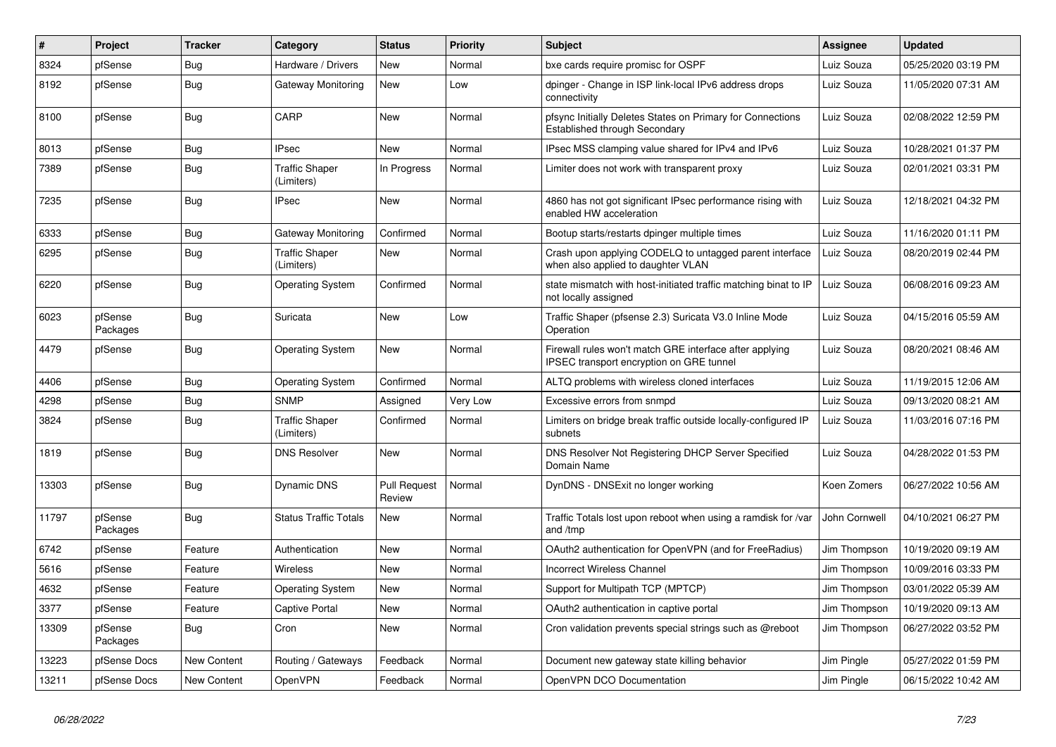| # | Project | Tracker | Category | Status | Priority | Subject | Assignee | Updated |
|---|---|---|---|---|---|---|---|---|
| 8324 | pfSense | Bug | Hardware / Drivers | New | Normal | bxe cards require promisc for OSPF | Luiz Souza | 05/25/2020 03:19 PM |
| 8192 | pfSense | Bug | Gateway Monitoring | New | Low | dpinger - Change in ISP link-local IPv6 address drops connectivity | Luiz Souza | 11/05/2020 07:31 AM |
| 8100 | pfSense | Bug | CARP | New | Normal | pfsync Initially Deletes States on Primary for Connections Established through Secondary | Luiz Souza | 02/08/2022 12:59 PM |
| 8013 | pfSense | Bug | IPsec | New | Normal | IPsec MSS clamping value shared for IPv4 and IPv6 | Luiz Souza | 10/28/2021 01:37 PM |
| 7389 | pfSense | Bug | Traffic Shaper (Limiters) | In Progress | Normal | Limiter does not work with transparent proxy | Luiz Souza | 02/01/2021 03:31 PM |
| 7235 | pfSense | Bug | IPsec | New | Normal | 4860 has not got significant IPsec performance rising with enabled HW acceleration | Luiz Souza | 12/18/2021 04:32 PM |
| 6333 | pfSense | Bug | Gateway Monitoring | Confirmed | Normal | Bootup starts/restarts dpinger multiple times | Luiz Souza | 11/16/2020 01:11 PM |
| 6295 | pfSense | Bug | Traffic Shaper (Limiters) | New | Normal | Crash upon applying CODELQ to untagged parent interface when also applied to daughter VLAN | Luiz Souza | 08/20/2019 02:44 PM |
| 6220 | pfSense | Bug | Operating System | Confirmed | Normal | state mismatch with host-initiated traffic matching binat to IP not locally assigned | Luiz Souza | 06/08/2016 09:23 AM |
| 6023 | pfSense Packages | Bug | Suricata | New | Low | Traffic Shaper (pfsense 2.3) Suricata V3.0 Inline Mode Operation | Luiz Souza | 04/15/2016 05:59 AM |
| 4479 | pfSense | Bug | Operating System | New | Normal | Firewall rules won't match GRE interface after applying IPSEC transport encryption on GRE tunnel | Luiz Souza | 08/20/2021 08:46 AM |
| 4406 | pfSense | Bug | Operating System | Confirmed | Normal | ALTQ problems with wireless cloned interfaces | Luiz Souza | 11/19/2015 12:06 AM |
| 4298 | pfSense | Bug | SNMP | Assigned | Very Low | Excessive errors from snmpd | Luiz Souza | 09/13/2020 08:21 AM |
| 3824 | pfSense | Bug | Traffic Shaper (Limiters) | Confirmed | Normal | Limiters on bridge break traffic outside locally-configured IP subnets | Luiz Souza | 11/03/2016 07:16 PM |
| 1819 | pfSense | Bug | DNS Resolver | New | Normal | DNS Resolver Not Registering DHCP Server Specified Domain Name | Luiz Souza | 04/28/2022 01:53 PM |
| 13303 | pfSense | Bug | Dynamic DNS | Pull Request Review | Normal | DynDNS - DNSExit no longer working | Koen Zomers | 06/27/2022 10:56 AM |
| 11797 | pfSense Packages | Bug | Status Traffic Totals | New | Normal | Traffic Totals lost upon reboot when using a ramdisk for /var and /tmp | John Cornwell | 04/10/2021 06:27 PM |
| 6742 | pfSense | Feature | Authentication | New | Normal | OAuth2 authentication for OpenVPN (and for FreeRadius) | Jim Thompson | 10/19/2020 09:19 AM |
| 5616 | pfSense | Feature | Wireless | New | Normal | Incorrect Wireless Channel | Jim Thompson | 10/09/2016 03:33 PM |
| 4632 | pfSense | Feature | Operating System | New | Normal | Support for Multipath TCP (MPTCP) | Jim Thompson | 03/01/2022 05:39 AM |
| 3377 | pfSense | Feature | Captive Portal | New | Normal | OAuth2 authentication in captive portal | Jim Thompson | 10/19/2020 09:13 AM |
| 13309 | pfSense Packages | Bug | Cron | New | Normal | Cron validation prevents special strings such as @reboot | Jim Thompson | 06/27/2022 03:52 PM |
| 13223 | pfSense Docs | New Content | Routing / Gateways | Feedback | Normal | Document new gateway state killing behavior | Jim Pingle | 05/27/2022 01:59 PM |
| 13211 | pfSense Docs | New Content | OpenVPN | Feedback | Normal | OpenVPN DCO Documentation | Jim Pingle | 06/15/2022 10:42 AM |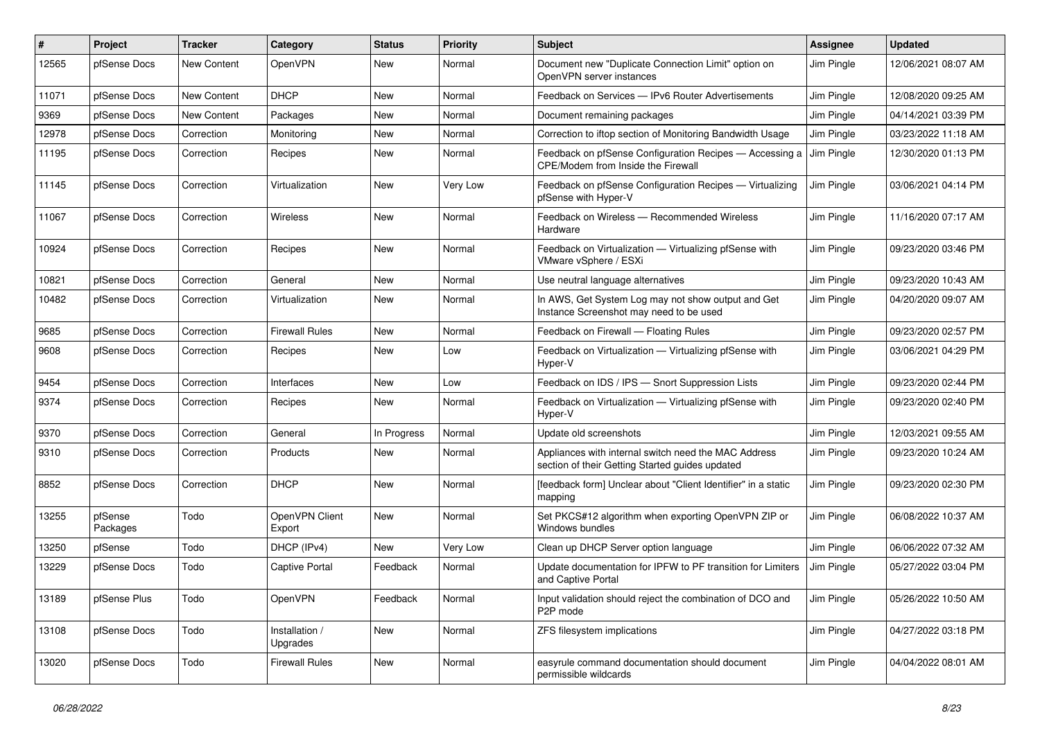| # | Project | Tracker | Category | Status | Priority | Subject | Assignee | Updated |
|---|---|---|---|---|---|---|---|---|
| 12565 | pfSense Docs | New Content | OpenVPN | New | Normal | Document new "Duplicate Connection Limit" option on OpenVPN server instances | Jim Pingle | 12/06/2021 08:07 AM |
| 11071 | pfSense Docs | New Content | DHCP | New | Normal | Feedback on Services — IPv6 Router Advertisements | Jim Pingle | 12/08/2020 09:25 AM |
| 9369 | pfSense Docs | New Content | Packages | New | Normal | Document remaining packages | Jim Pingle | 04/14/2021 03:39 PM |
| 12978 | pfSense Docs | Correction | Monitoring | New | Normal | Correction to iftop section of Monitoring Bandwidth Usage | Jim Pingle | 03/23/2022 11:18 AM |
| 11195 | pfSense Docs | Correction | Recipes | New | Normal | Feedback on pfSense Configuration Recipes — Accessing a CPE/Modem from Inside the Firewall | Jim Pingle | 12/30/2020 01:13 PM |
| 11145 | pfSense Docs | Correction | Virtualization | New | Very Low | Feedback on pfSense Configuration Recipes — Virtualizing pfSense with Hyper-V | Jim Pingle | 03/06/2021 04:14 PM |
| 11067 | pfSense Docs | Correction | Wireless | New | Normal | Feedback on Wireless — Recommended Wireless Hardware | Jim Pingle | 11/16/2020 07:17 AM |
| 10924 | pfSense Docs | Correction | Recipes | New | Normal | Feedback on Virtualization — Virtualizing pfSense with VMware vSphere / ESXi | Jim Pingle | 09/23/2020 03:46 PM |
| 10821 | pfSense Docs | Correction | General | New | Normal | Use neutral language alternatives | Jim Pingle | 09/23/2020 10:43 AM |
| 10482 | pfSense Docs | Correction | Virtualization | New | Normal | In AWS, Get System Log may not show output and Get Instance Screenshot may need to be used | Jim Pingle | 04/20/2020 09:07 AM |
| 9685 | pfSense Docs | Correction | Firewall Rules | New | Normal | Feedback on Firewall — Floating Rules | Jim Pingle | 09/23/2020 02:57 PM |
| 9608 | pfSense Docs | Correction | Recipes | New | Low | Feedback on Virtualization — Virtualizing pfSense with Hyper-V | Jim Pingle | 03/06/2021 04:29 PM |
| 9454 | pfSense Docs | Correction | Interfaces | New | Low | Feedback on IDS / IPS — Snort Suppression Lists | Jim Pingle | 09/23/2020 02:44 PM |
| 9374 | pfSense Docs | Correction | Recipes | New | Normal | Feedback on Virtualization — Virtualizing pfSense with Hyper-V | Jim Pingle | 09/23/2020 02:40 PM |
| 9370 | pfSense Docs | Correction | General | In Progress | Normal | Update old screenshots | Jim Pingle | 12/03/2021 09:55 AM |
| 9310 | pfSense Docs | Correction | Products | New | Normal | Appliances with internal switch need the MAC Address section of their Getting Started guides updated | Jim Pingle | 09/23/2020 10:24 AM |
| 8852 | pfSense Docs | Correction | DHCP | New | Normal | [feedback form] Unclear about "Client Identifier" in a static mapping | Jim Pingle | 09/23/2020 02:30 PM |
| 13255 | pfSense Packages | Todo | OpenVPN Client Export | New | Normal | Set PKCS#12 algorithm when exporting OpenVPN ZIP or Windows bundles | Jim Pingle | 06/08/2022 10:37 AM |
| 13250 | pfSense | Todo | DHCP (IPv4) | New | Very Low | Clean up DHCP Server option language | Jim Pingle | 06/06/2022 07:32 AM |
| 13229 | pfSense Docs | Todo | Captive Portal | Feedback | Normal | Update documentation for IPFW to PF transition for Limiters and Captive Portal | Jim Pingle | 05/27/2022 03:04 PM |
| 13189 | pfSense Plus | Todo | OpenVPN | Feedback | Normal | Input validation should reject the combination of DCO and P2P mode | Jim Pingle | 05/26/2022 10:50 AM |
| 13108 | pfSense Docs | Todo | Installation / Upgrades | New | Normal | ZFS filesystem implications | Jim Pingle | 04/27/2022 03:18 PM |
| 13020 | pfSense Docs | Todo | Firewall Rules | New | Normal | easyrule command documentation should document permissible wildcards | Jim Pingle | 04/04/2022 08:01 AM |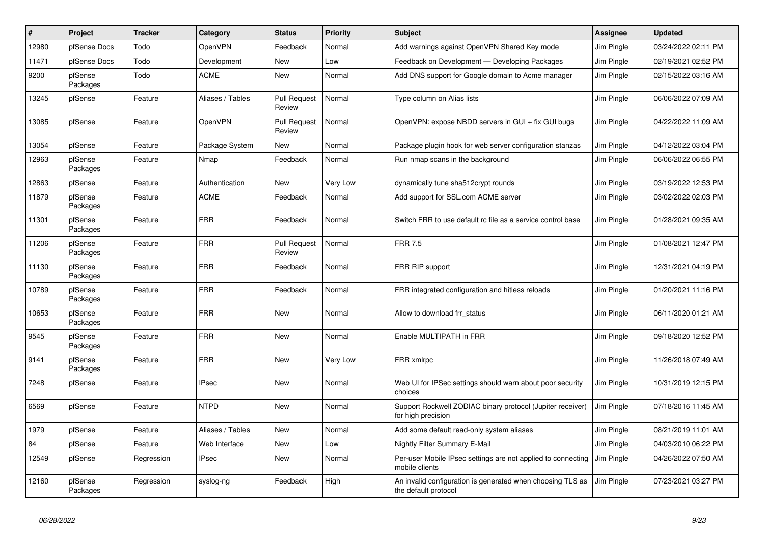| # | Project | Tracker | Category | Status | Priority | Subject | Assignee | Updated |
|---|---|---|---|---|---|---|---|---|
| 12980 | pfSense Docs | Todo | OpenVPN | Feedback | Normal | Add warnings against OpenVPN Shared Key mode | Jim Pingle | 03/24/2022 02:11 PM |
| 11471 | pfSense Docs | Todo | Development | New | Low | Feedback on Development — Developing Packages | Jim Pingle | 02/19/2021 02:52 PM |
| 9200 | pfSense Packages | Todo | ACME | New | Normal | Add DNS support for Google domain to Acme manager | Jim Pingle | 02/15/2022 03:16 AM |
| 13245 | pfSense | Feature | Aliases / Tables | Pull Request Review | Normal | Type column on Alias lists | Jim Pingle | 06/06/2022 07:09 AM |
| 13085 | pfSense | Feature | OpenVPN | Pull Request Review | Normal | OpenVPN: expose NBDD servers in GUI + fix GUI bugs | Jim Pingle | 04/22/2022 11:09 AM |
| 13054 | pfSense | Feature | Package System | New | Normal | Package plugin hook for web server configuration stanzas | Jim Pingle | 04/12/2022 03:04 PM |
| 12963 | pfSense Packages | Feature | Nmap | Feedback | Normal | Run nmap scans in the background | Jim Pingle | 06/06/2022 06:55 PM |
| 12863 | pfSense | Feature | Authentication | New | Very Low | dynamically tune sha512crypt rounds | Jim Pingle | 03/19/2022 12:53 PM |
| 11879 | pfSense Packages | Feature | ACME | Feedback | Normal | Add support for SSL.com ACME server | Jim Pingle | 03/02/2022 02:03 PM |
| 11301 | pfSense Packages | Feature | FRR | Feedback | Normal | Switch FRR to use default rc file as a service control base | Jim Pingle | 01/28/2021 09:35 AM |
| 11206 | pfSense Packages | Feature | FRR | Pull Request Review | Normal | FRR 7.5 | Jim Pingle | 01/08/2021 12:47 PM |
| 11130 | pfSense Packages | Feature | FRR | Feedback | Normal | FRR RIP support | Jim Pingle | 12/31/2021 04:19 PM |
| 10789 | pfSense Packages | Feature | FRR | Feedback | Normal | FRR integrated configuration and hitless reloads | Jim Pingle | 01/20/2021 11:16 PM |
| 10653 | pfSense Packages | Feature | FRR | New | Normal | Allow to download frr_status | Jim Pingle | 06/11/2020 01:21 AM |
| 9545 | pfSense Packages | Feature | FRR | New | Normal | Enable MULTIPATH in FRR | Jim Pingle | 09/18/2020 12:52 PM |
| 9141 | pfSense Packages | Feature | FRR | New | Very Low | FRR xmlrpc | Jim Pingle | 11/26/2018 07:49 AM |
| 7248 | pfSense | Feature | IPsec | New | Normal | Web UI for IPSec settings should warn about poor security choices | Jim Pingle | 10/31/2019 12:15 PM |
| 6569 | pfSense | Feature | NTPD | New | Normal | Support Rockwell ZODIAC binary protocol (Jupiter receiver) for high precision | Jim Pingle | 07/18/2016 11:45 AM |
| 1979 | pfSense | Feature | Aliases / Tables | New | Normal | Add some default read-only system aliases | Jim Pingle | 08/21/2019 11:01 AM |
| 84 | pfSense | Feature | Web Interface | New | Low | Nightly Filter Summary E-Mail | Jim Pingle | 04/03/2010 06:22 PM |
| 12549 | pfSense | Regression | IPsec | New | Normal | Per-user Mobile IPsec settings are not applied to connecting mobile clients | Jim Pingle | 04/26/2022 07:50 AM |
| 12160 | pfSense Packages | Regression | syslog-ng | Feedback | High | An invalid configuration is generated when choosing TLS as the default protocol | Jim Pingle | 07/23/2021 03:27 PM |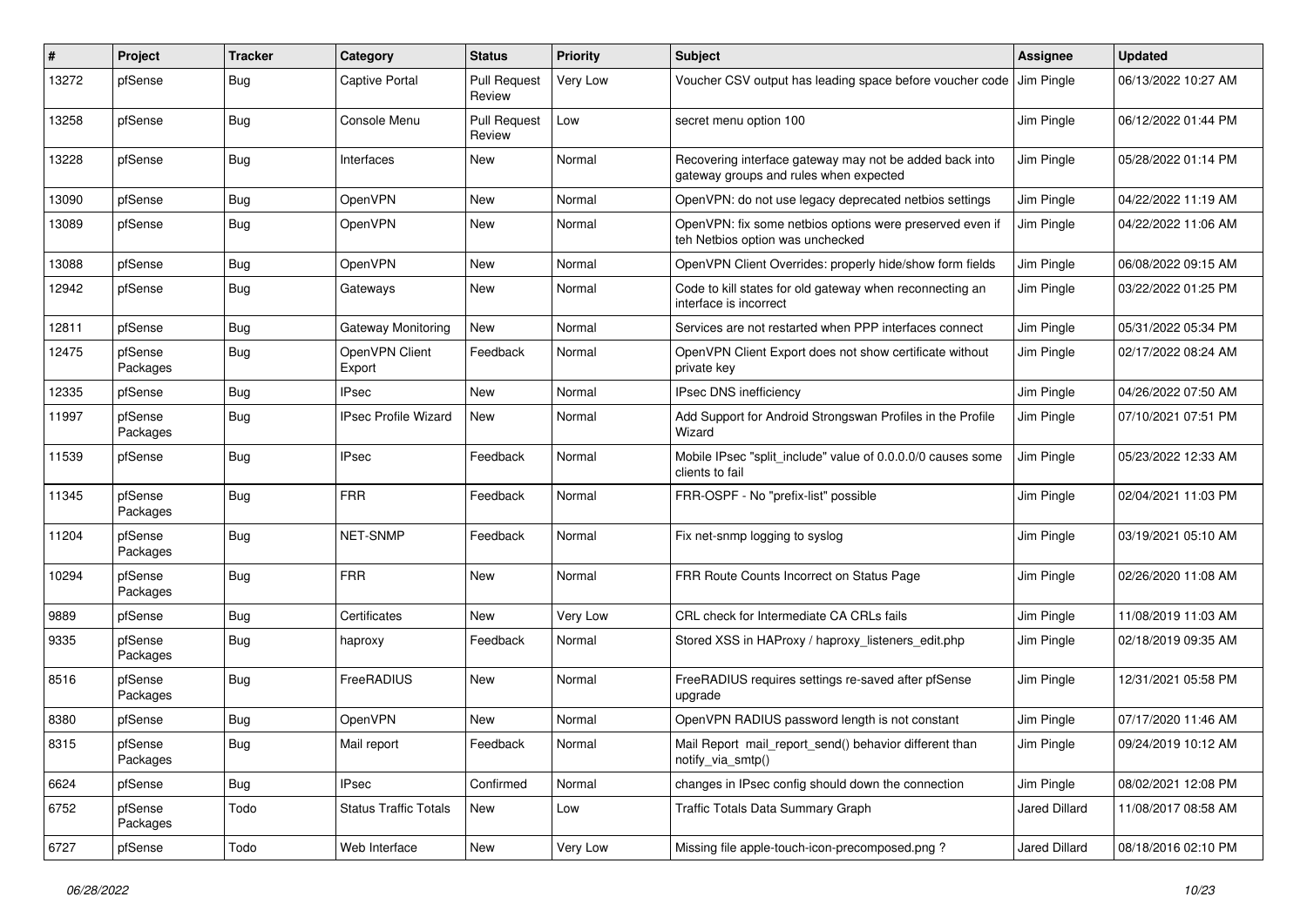| # | Project | Tracker | Category | Status | Priority | Subject | Assignee | Updated |
|---|---|---|---|---|---|---|---|---|
| 13272 | pfSense | Bug | Captive Portal | Pull Request Review | Very Low | Voucher CSV output has leading space before voucher code | Jim Pingle | 06/13/2022 10:27 AM |
| 13258 | pfSense | Bug | Console Menu | Pull Request Review | Low | secret menu option 100 | Jim Pingle | 06/12/2022 01:44 PM |
| 13228 | pfSense | Bug | Interfaces | New | Normal | Recovering interface gateway may not be added back into gateway groups and rules when expected | Jim Pingle | 05/28/2022 01:14 PM |
| 13090 | pfSense | Bug | OpenVPN | New | Normal | OpenVPN: do not use legacy deprecated netbios settings | Jim Pingle | 04/22/2022 11:19 AM |
| 13089 | pfSense | Bug | OpenVPN | New | Normal | OpenVPN: fix some netbios options were preserved even if teh Netbios option was unchecked | Jim Pingle | 04/22/2022 11:06 AM |
| 13088 | pfSense | Bug | OpenVPN | New | Normal | OpenVPN Client Overrides: properly hide/show form fields | Jim Pingle | 06/08/2022 09:15 AM |
| 12942 | pfSense | Bug | Gateways | New | Normal | Code to kill states for old gateway when reconnecting an interface is incorrect | Jim Pingle | 03/22/2022 01:25 PM |
| 12811 | pfSense | Bug | Gateway Monitoring | New | Normal | Services are not restarted when PPP interfaces connect | Jim Pingle | 05/31/2022 05:34 PM |
| 12475 | pfSense Packages | Bug | OpenVPN Client Export | Feedback | Normal | OpenVPN Client Export does not show certificate without private key | Jim Pingle | 02/17/2022 08:24 AM |
| 12335 | pfSense | Bug | IPsec | New | Normal | IPsec DNS inefficiency | Jim Pingle | 04/26/2022 07:50 AM |
| 11997 | pfSense Packages | Bug | IPsec Profile Wizard | New | Normal | Add Support for Android Strongswan Profiles in the Profile Wizard | Jim Pingle | 07/10/2021 07:51 PM |
| 11539 | pfSense | Bug | IPsec | Feedback | Normal | Mobile IPsec "split_include" value of 0.0.0.0/0 causes some clients to fail | Jim Pingle | 05/23/2022 12:33 AM |
| 11345 | pfSense Packages | Bug | FRR | Feedback | Normal | FRR-OSPF - No "prefix-list" possible | Jim Pingle | 02/04/2021 11:03 PM |
| 11204 | pfSense Packages | Bug | NET-SNMP | Feedback | Normal | Fix net-snmp logging to syslog | Jim Pingle | 03/19/2021 05:10 AM |
| 10294 | pfSense Packages | Bug | FRR | New | Normal | FRR Route Counts Incorrect on Status Page | Jim Pingle | 02/26/2020 11:08 AM |
| 9889 | pfSense | Bug | Certificates | New | Very Low | CRL check for Intermediate CA CRLs fails | Jim Pingle | 11/08/2019 11:03 AM |
| 9335 | pfSense Packages | Bug | haproxy | Feedback | Normal | Stored XSS in HAProxy / haproxy_listeners_edit.php | Jim Pingle | 02/18/2019 09:35 AM |
| 8516 | pfSense Packages | Bug | FreeRADIUS | New | Normal | FreeRADIUS requires settings re-saved after pfSense upgrade | Jim Pingle | 12/31/2021 05:58 PM |
| 8380 | pfSense | Bug | OpenVPN | New | Normal | OpenVPN RADIUS password length is not constant | Jim Pingle | 07/17/2020 11:46 AM |
| 8315 | pfSense Packages | Bug | Mail report | Feedback | Normal | Mail Report mail_report_send() behavior different than notify_via_smtp() | Jim Pingle | 09/24/2019 10:12 AM |
| 6624 | pfSense | Bug | IPsec | Confirmed | Normal | changes in IPsec config should down the connection | Jim Pingle | 08/02/2021 12:08 PM |
| 6752 | pfSense Packages | Todo | Status Traffic Totals | New | Low | Traffic Totals Data Summary Graph | Jared Dillard | 11/08/2017 08:58 AM |
| 6727 | pfSense | Todo | Web Interface | New | Very Low | Missing file apple-touch-icon-precomposed.png ? | Jared Dillard | 08/18/2016 02:10 PM |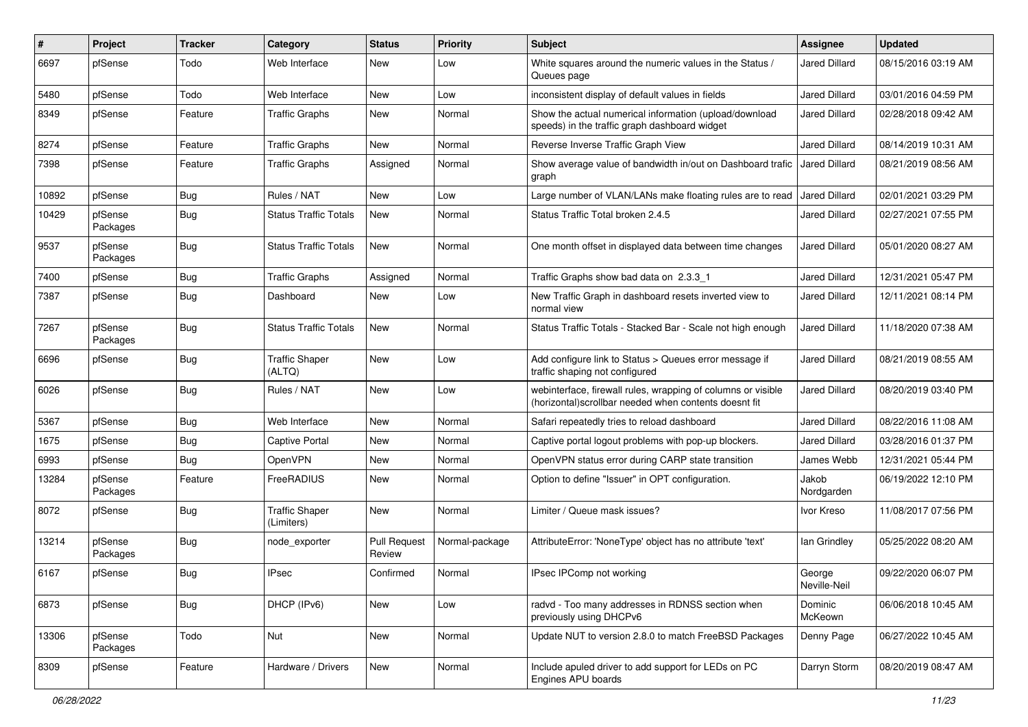| # | Project | Tracker | Category | Status | Priority | Subject | Assignee | Updated |
|---|---|---|---|---|---|---|---|---|
| 6697 | pfSense | Todo | Web Interface | New | Low | White squares around the numeric values in the Status / Queues page | Jared Dillard | 08/15/2016 03:19 AM |
| 5480 | pfSense | Todo | Web Interface | New | Low | inconsistent display of default values in fields | Jared Dillard | 03/01/2016 04:59 PM |
| 8349 | pfSense | Feature | Traffic Graphs | New | Normal | Show the actual numerical information (upload/download speeds) in the traffic graph dashboard widget | Jared Dillard | 02/28/2018 09:42 AM |
| 8274 | pfSense | Feature | Traffic Graphs | New | Normal | Reverse Inverse Traffic Graph View | Jared Dillard | 08/14/2019 10:31 AM |
| 7398 | pfSense | Feature | Traffic Graphs | Assigned | Normal | Show average value of bandwidth in/out on Dashboard trafic graph | Jared Dillard | 08/21/2019 08:56 AM |
| 10892 | pfSense | Bug | Rules / NAT | New | Low | Large number of VLAN/LANs make floating rules are to read | Jared Dillard | 02/01/2021 03:29 PM |
| 10429 | pfSense Packages | Bug | Status Traffic Totals | New | Normal | Status Traffic Total broken 2.4.5 | Jared Dillard | 02/27/2021 07:55 PM |
| 9537 | pfSense Packages | Bug | Status Traffic Totals | New | Normal | One month offset in displayed data between time changes | Jared Dillard | 05/01/2020 08:27 AM |
| 7400 | pfSense | Bug | Traffic Graphs | Assigned | Normal | Traffic Graphs show bad data on 2.3.3_1 | Jared Dillard | 12/31/2021 05:47 PM |
| 7387 | pfSense | Bug | Dashboard | New | Low | New Traffic Graph in dashboard resets inverted view to normal view | Jared Dillard | 12/11/2021 08:14 PM |
| 7267 | pfSense Packages | Bug | Status Traffic Totals | New | Normal | Status Traffic Totals - Stacked Bar - Scale not high enough | Jared Dillard | 11/18/2020 07:38 AM |
| 6696 | pfSense | Bug | Traffic Shaper (ALTQ) | New | Low | Add configure link to Status > Queues error message if traffic shaping not configured | Jared Dillard | 08/21/2019 08:55 AM |
| 6026 | pfSense | Bug | Rules / NAT | New | Low | webinterface, firewall rules, wrapping of columns or visible (horizontal)scrollbar needed when contents doesnt fit | Jared Dillard | 08/20/2019 03:40 PM |
| 5367 | pfSense | Bug | Web Interface | New | Normal | Safari repeatedly tries to reload dashboard | Jared Dillard | 08/22/2016 11:08 AM |
| 1675 | pfSense | Bug | Captive Portal | New | Normal | Captive portal logout problems with pop-up blockers. | Jared Dillard | 03/28/2016 01:37 PM |
| 6993 | pfSense | Bug | OpenVPN | New | Normal | OpenVPN status error during CARP state transition | James Webb | 12/31/2021 05:44 PM |
| 13284 | pfSense Packages | Feature | FreeRADIUS | New | Normal | Option to define "Issuer" in OPT configuration. | Jakob Nordgarden | 06/19/2022 12:10 PM |
| 8072 | pfSense | Bug | Traffic Shaper (Limiters) | New | Normal | Limiter / Queue mask issues? | Ivor Kreso | 11/08/2017 07:56 PM |
| 13214 | pfSense Packages | Bug | node_exporter | Pull Request Review | Normal-package | AttributeError: 'NoneType' object has no attribute 'text' | Ian Grindley | 05/25/2022 08:20 AM |
| 6167 | pfSense | Bug | IPsec | Confirmed | Normal | IPsec IPComp not working | George Neville-Neil | 09/22/2020 06:07 PM |
| 6873 | pfSense | Bug | DHCP (IPv6) | New | Low | radvd - Too many addresses in RDNSS section when previously using DHCPv6 | Dominic McKeown | 06/06/2018 10:45 AM |
| 13306 | pfSense Packages | Todo | Nut | New | Normal | Update NUT to version 2.8.0 to match FreeBSD Packages | Denny Page | 06/27/2022 10:45 AM |
| 8309 | pfSense | Feature | Hardware / Drivers | New | Normal | Include apuled driver to add support for LEDs on PC Engines APU boards | Darryn Storm | 08/20/2019 08:47 AM |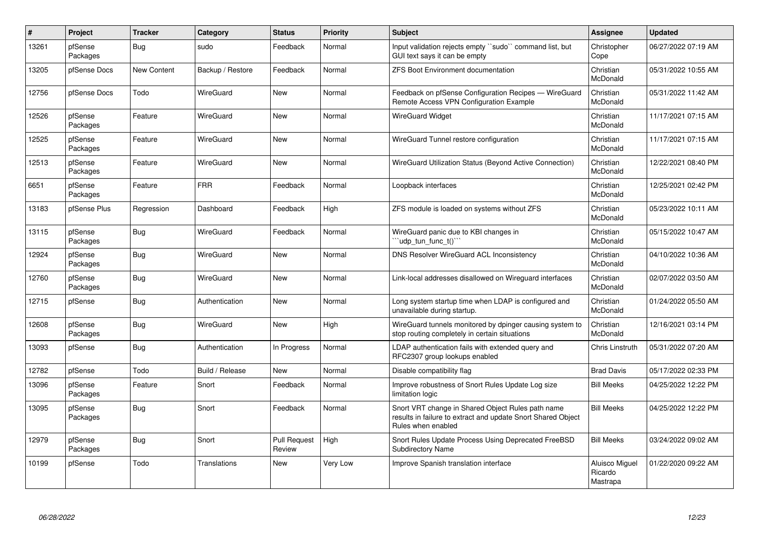| # | Project | Tracker | Category | Status | Priority | Subject | Assignee | Updated |
|---|---|---|---|---|---|---|---|---|
| 13261 | pfSense Packages | Bug | sudo | Feedback | Normal | Input validation rejects empty ``sudo`` command list, but GUI text says it can be empty | Christopher Cope | 06/27/2022 07:19 AM |
| 13205 | pfSense Docs | New Content | Backup / Restore | Feedback | Normal | ZFS Boot Environment documentation | Christian McDonald | 05/31/2022 10:55 AM |
| 12756 | pfSense Docs | Todo | WireGuard | New | Normal | Feedback on pfSense Configuration Recipes — WireGuard Remote Access VPN Configuration Example | Christian McDonald | 05/31/2022 11:42 AM |
| 12526 | pfSense Packages | Feature | WireGuard | New | Normal | WireGuard Widget | Christian McDonald | 11/17/2021 07:15 AM |
| 12525 | pfSense Packages | Feature | WireGuard | New | Normal | WireGuard Tunnel restore configuration | Christian McDonald | 11/17/2021 07:15 AM |
| 12513 | pfSense Packages | Feature | WireGuard | New | Normal | WireGuard Utilization Status (Beyond Active Connection) | Christian McDonald | 12/22/2021 08:40 PM |
| 6651 | pfSense Packages | Feature | FRR | Feedback | Normal | Loopback interfaces | Christian McDonald | 12/25/2021 02:42 PM |
| 13183 | pfSense Plus | Regression | Dashboard | Feedback | High | ZFS module is loaded on systems without ZFS | Christian McDonald | 05/23/2022 10:11 AM |
| 13115 | pfSense Packages | Bug | WireGuard | Feedback | Normal | WireGuard panic due to KBI changes in ```udp_tun_func_t()``` | Christian McDonald | 05/15/2022 10:47 AM |
| 12924 | pfSense Packages | Bug | WireGuard | New | Normal | DNS Resolver WireGuard ACL Inconsistency | Christian McDonald | 04/10/2022 10:36 AM |
| 12760 | pfSense Packages | Bug | WireGuard | New | Normal | Link-local addresses disallowed on Wireguard interfaces | Christian McDonald | 02/07/2022 03:50 AM |
| 12715 | pfSense | Bug | Authentication | New | Normal | Long system startup time when LDAP is configured and unavailable during startup. | Christian McDonald | 01/24/2022 05:50 AM |
| 12608 | pfSense Packages | Bug | WireGuard | New | High | WireGuard tunnels monitored by dpinger causing system to stop routing completely in certain situations | Christian McDonald | 12/16/2021 03:14 PM |
| 13093 | pfSense | Bug | Authentication | In Progress | Normal | LDAP authentication fails with extended query and RFC2307 group lookups enabled | Chris Linstruth | 05/31/2022 07:20 AM |
| 12782 | pfSense | Todo | Build / Release | New | Normal | Disable compatibility flag | Brad Davis | 05/17/2022 02:33 PM |
| 13096 | pfSense Packages | Feature | Snort | Feedback | Normal | Improve robustness of Snort Rules Update Log size limitation logic | Bill Meeks | 04/25/2022 12:22 PM |
| 13095 | pfSense Packages | Bug | Snort | Feedback | Normal | Snort VRT change in Shared Object Rules path name results in failure to extract and update Snort Shared Object Rules when enabled | Bill Meeks | 04/25/2022 12:22 PM |
| 12979 | pfSense Packages | Bug | Snort | Pull Request Review | High | Snort Rules Update Process Using Deprecated FreeBSD Subdirectory Name | Bill Meeks | 03/24/2022 09:02 AM |
| 10199 | pfSense | Todo | Translations | New | Very Low | Improve Spanish translation interface | Aluisco Miguel Ricardo Mastrapa | 01/22/2020 09:22 AM |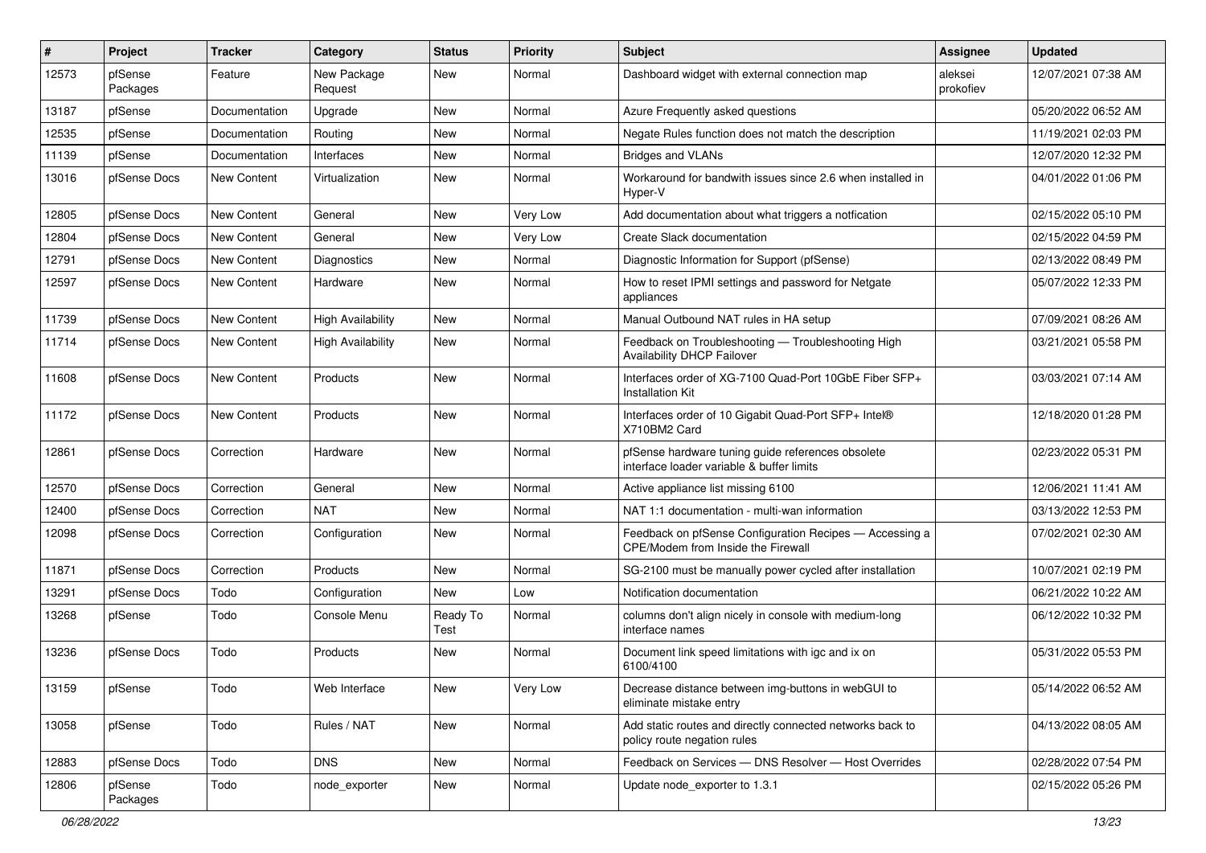| # | Project | Tracker | Category | Status | Priority | Subject | Assignee | Updated |
|---|---|---|---|---|---|---|---|---|
| 12573 | pfSense Packages | Feature | New Package Request | New | Normal | Dashboard widget with external connection map | aleksei prokofiev | 12/07/2021 07:38 AM |
| 13187 | pfSense | Documentation | Upgrade | New | Normal | Azure Frequently asked questions | | 05/20/2022 06:52 AM |
| 12535 | pfSense | Documentation | Routing | New | Normal | Negate Rules function does not match the description | | 11/19/2021 02:03 PM |
| 11139 | pfSense | Documentation | Interfaces | New | Normal | Bridges and VLANs | | 12/07/2020 12:32 PM |
| 13016 | pfSense Docs | New Content | Virtualization | New | Normal | Workaround for bandwith issues since 2.6 when installed in Hyper-V | | 04/01/2022 01:06 PM |
| 12805 | pfSense Docs | New Content | General | New | Very Low | Add documentation about what triggers a notfication | | 02/15/2022 05:10 PM |
| 12804 | pfSense Docs | New Content | General | New | Very Low | Create Slack documentation | | 02/15/2022 04:59 PM |
| 12791 | pfSense Docs | New Content | Diagnostics | New | Normal | Diagnostic Information for Support (pfSense) | | 02/13/2022 08:49 PM |
| 12597 | pfSense Docs | New Content | Hardware | New | Normal | How to reset IPMI settings and password for Netgate appliances | | 05/07/2022 12:33 PM |
| 11739 | pfSense Docs | New Content | High Availability | New | Normal | Manual Outbound NAT rules in HA setup | | 07/09/2021 08:26 AM |
| 11714 | pfSense Docs | New Content | High Availability | New | Normal | Feedback on Troubleshooting — Troubleshooting High Availability DHCP Failover | | 03/21/2021 05:58 PM |
| 11608 | pfSense Docs | New Content | Products | New | Normal | Interfaces order of XG-7100 Quad-Port 10GbE Fiber SFP+ Installation Kit | | 03/03/2021 07:14 AM |
| 11172 | pfSense Docs | New Content | Products | New | Normal | Interfaces order of 10 Gigabit Quad-Port SFP+ Intel® X710BM2 Card | | 12/18/2020 01:28 PM |
| 12861 | pfSense Docs | Correction | Hardware | New | Normal | pfSense hardware tuning guide references obsolete interface loader variable & buffer limits | | 02/23/2022 05:31 PM |
| 12570 | pfSense Docs | Correction | General | New | Normal | Active appliance list missing 6100 | | 12/06/2021 11:41 AM |
| 12400 | pfSense Docs | Correction | NAT | New | Normal | NAT 1:1 documentation - multi-wan information | | 03/13/2022 12:53 PM |
| 12098 | pfSense Docs | Correction | Configuration | New | Normal | Feedback on pfSense Configuration Recipes — Accessing a CPE/Modem from Inside the Firewall | | 07/02/2021 02:30 AM |
| 11871 | pfSense Docs | Correction | Products | New | Normal | SG-2100 must be manually power cycled after installation | | 10/07/2021 02:19 PM |
| 13291 | pfSense Docs | Todo | Configuration | New | Low | Notification documentation | | 06/21/2022 10:22 AM |
| 13268 | pfSense | Todo | Console Menu | Ready To Test | Normal | columns don't align nicely in console with medium-long interface names | | 06/12/2022 10:32 PM |
| 13236 | pfSense Docs | Todo | Products | New | Normal | Document link speed limitations with igc and ix on 6100/4100 | | 05/31/2022 05:53 PM |
| 13159 | pfSense | Todo | Web Interface | New | Very Low | Decrease distance between img-buttons in webGUI to eliminate mistake entry | | 05/14/2022 06:52 AM |
| 13058 | pfSense | Todo | Rules / NAT | New | Normal | Add static routes and directly connected networks back to policy route negation rules | | 04/13/2022 08:05 AM |
| 12883 | pfSense Docs | Todo | DNS | New | Normal | Feedback on Services — DNS Resolver — Host Overrides | | 02/28/2022 07:54 PM |
| 12806 | pfSense Packages | Todo | node_exporter | New | Normal | Update node_exporter to 1.3.1 | | 02/15/2022 05:26 PM |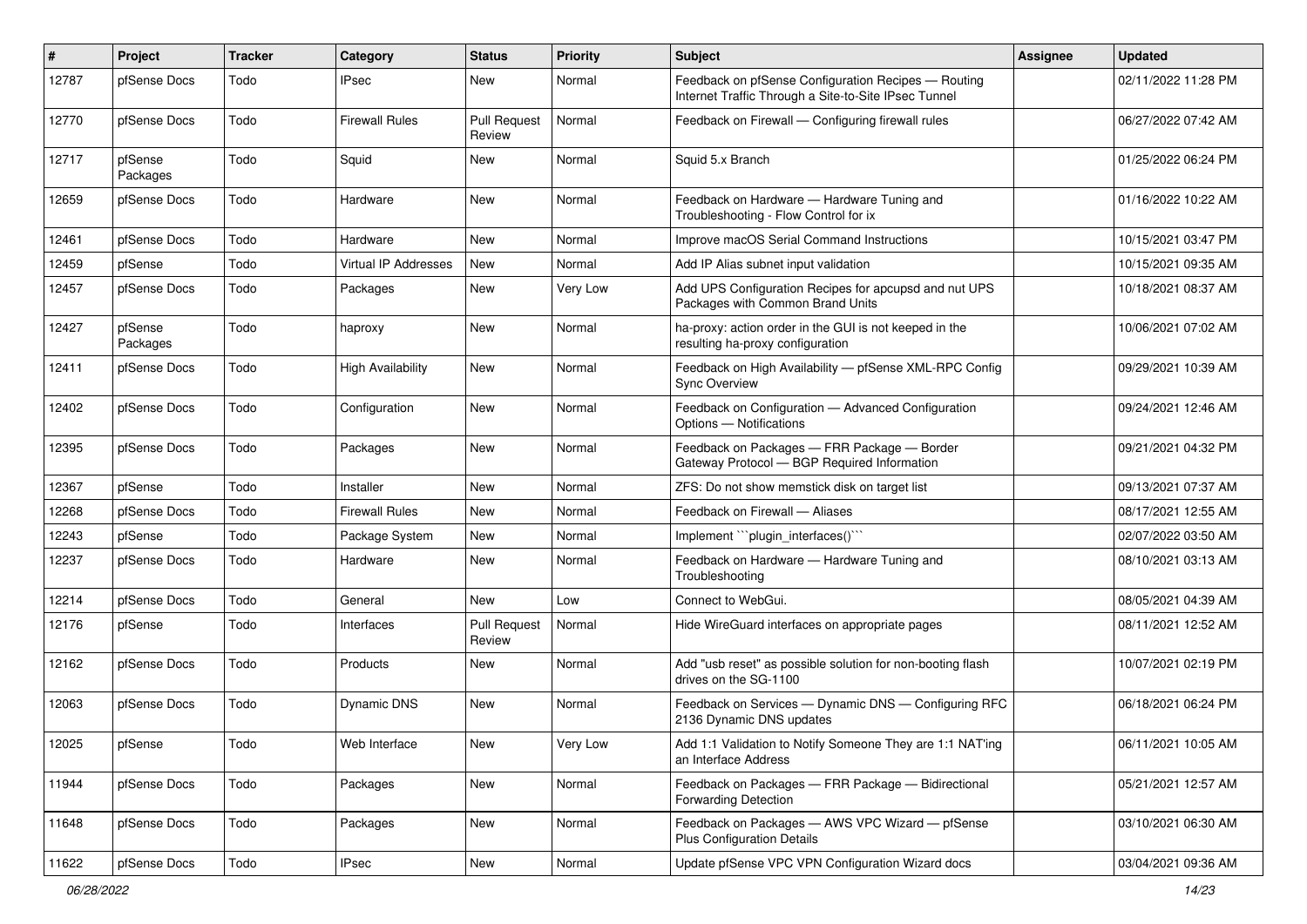| # | Project | Tracker | Category | Status | Priority | Subject | Assignee | Updated |
|---|---|---|---|---|---|---|---|---|
| 12787 | pfSense Docs | Todo | IPsec | New | Normal | Feedback on pfSense Configuration Recipes — Routing Internet Traffic Through a Site-to-Site IPsec Tunnel | | 02/11/2022 11:28 PM |
| 12770 | pfSense Docs | Todo | Firewall Rules | Pull Request Review | Normal | Feedback on Firewall — Configuring firewall rules | | 06/27/2022 07:42 AM |
| 12717 | pfSense Packages | Todo | Squid | New | Normal | Squid 5.x Branch | | 01/25/2022 06:24 PM |
| 12659 | pfSense Docs | Todo | Hardware | New | Normal | Feedback on Hardware — Hardware Tuning and Troubleshooting - Flow Control for ix | | 01/16/2022 10:22 AM |
| 12461 | pfSense Docs | Todo | Hardware | New | Normal | Improve macOS Serial Command Instructions | | 10/15/2021 03:47 PM |
| 12459 | pfSense | Todo | Virtual IP Addresses | New | Normal | Add IP Alias subnet input validation | | 10/15/2021 09:35 AM |
| 12457 | pfSense Docs | Todo | Packages | New | Very Low | Add UPS Configuration Recipes for apcupsd and nut UPS Packages with Common Brand Units | | 10/18/2021 08:37 AM |
| 12427 | pfSense Packages | Todo | haproxy | New | Normal | ha-proxy: action order in the GUI is not keeped in the resulting ha-proxy configuration | | 10/06/2021 07:02 AM |
| 12411 | pfSense Docs | Todo | High Availability | New | Normal | Feedback on High Availability — pfSense XML-RPC Config Sync Overview | | 09/29/2021 10:39 AM |
| 12402 | pfSense Docs | Todo | Configuration | New | Normal | Feedback on Configuration — Advanced Configuration Options — Notifications | | 09/24/2021 12:46 AM |
| 12395 | pfSense Docs | Todo | Packages | New | Normal | Feedback on Packages — FRR Package — Border Gateway Protocol — BGP Required Information | | 09/21/2021 04:32 PM |
| 12367 | pfSense | Todo | Installer | New | Normal | ZFS: Do not show memstick disk on target list | | 09/13/2021 07:37 AM |
| 12268 | pfSense Docs | Todo | Firewall Rules | New | Normal | Feedback on Firewall — Aliases | | 08/17/2021 12:55 AM |
| 12243 | pfSense | Todo | Package System | New | Normal | Implement ```plugin_interfaces()``` | | 02/07/2022 03:50 AM |
| 12237 | pfSense Docs | Todo | Hardware | New | Normal | Feedback on Hardware — Hardware Tuning and Troubleshooting | | 08/10/2021 03:13 AM |
| 12214 | pfSense Docs | Todo | General | New | Low | Connect to WebGui. | | 08/05/2021 04:39 AM |
| 12176 | pfSense | Todo | Interfaces | Pull Request Review | Normal | Hide WireGuard interfaces on appropriate pages | | 08/11/2021 12:52 AM |
| 12162 | pfSense Docs | Todo | Products | New | Normal | Add "usb reset" as possible solution for non-booting flash drives on the SG-1100 | | 10/07/2021 02:19 PM |
| 12063 | pfSense Docs | Todo | Dynamic DNS | New | Normal | Feedback on Services — Dynamic DNS — Configuring RFC 2136 Dynamic DNS updates | | 06/18/2021 06:24 PM |
| 12025 | pfSense | Todo | Web Interface | New | Very Low | Add 1:1 Validation to Notify Someone They are 1:1 NAT'ing an Interface Address | | 06/11/2021 10:05 AM |
| 11944 | pfSense Docs | Todo | Packages | New | Normal | Feedback on Packages — FRR Package — Bidirectional Forwarding Detection | | 05/21/2021 12:57 AM |
| 11648 | pfSense Docs | Todo | Packages | New | Normal | Feedback on Packages — AWS VPC Wizard — pfSense Plus Configuration Details | | 03/10/2021 06:30 AM |
| 11622 | pfSense Docs | Todo | IPsec | New | Normal | Update pfSense VPC VPN Configuration Wizard docs | | 03/04/2021 09:36 AM |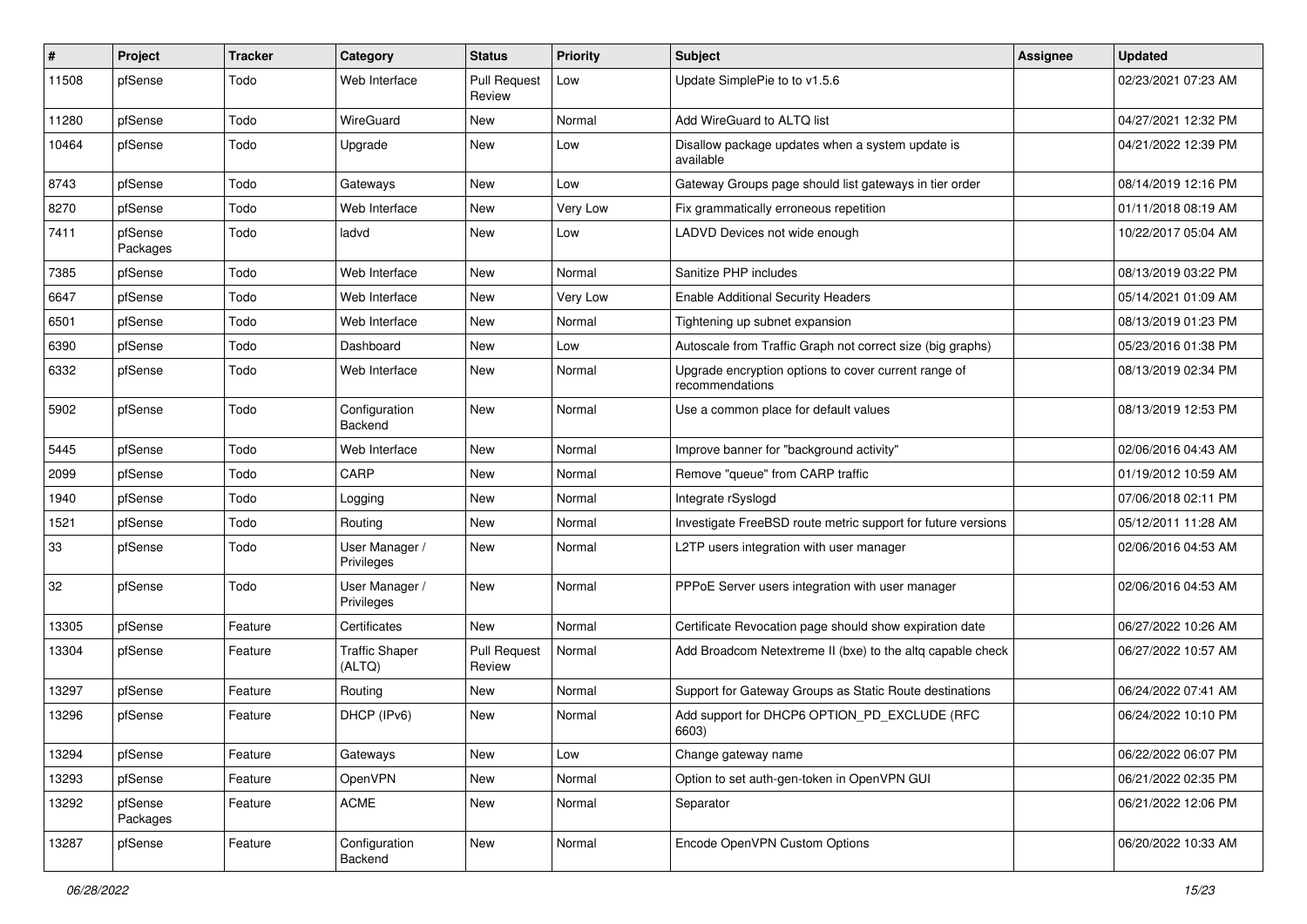| # | Project | Tracker | Category | Status | Priority | Subject | Assignee | Updated |
|---|---|---|---|---|---|---|---|---|
| 11508 | pfSense | Todo | Web Interface | Pull Request Review | Low | Update SimplePie to to v1.5.6 | | 02/23/2021 07:23 AM |
| 11280 | pfSense | Todo | WireGuard | New | Normal | Add WireGuard to ALTQ list | | 04/27/2021 12:32 PM |
| 10464 | pfSense | Todo | Upgrade | New | Low | Disallow package updates when a system update is available | | 04/21/2022 12:39 PM |
| 8743 | pfSense | Todo | Gateways | New | Low | Gateway Groups page should list gateways in tier order | | 08/14/2019 12:16 PM |
| 8270 | pfSense | Todo | Web Interface | New | Very Low | Fix grammatically erroneous repetition | | 01/11/2018 08:19 AM |
| 7411 | pfSense Packages | Todo | ladvd | New | Low | LADVD Devices not wide enough | | 10/22/2017 05:04 AM |
| 7385 | pfSense | Todo | Web Interface | New | Normal | Sanitize PHP includes | | 08/13/2019 03:22 PM |
| 6647 | pfSense | Todo | Web Interface | New | Very Low | Enable Additional Security Headers | | 05/14/2021 01:09 AM |
| 6501 | pfSense | Todo | Web Interface | New | Normal | Tightening up subnet expansion | | 08/13/2019 01:23 PM |
| 6390 | pfSense | Todo | Dashboard | New | Low | Autoscale from Traffic Graph not correct size (big graphs) | | 05/23/2016 01:38 PM |
| 6332 | pfSense | Todo | Web Interface | New | Normal | Upgrade encryption options to cover current range of recommendations | | 08/13/2019 02:34 PM |
| 5902 | pfSense | Todo | Configuration Backend | New | Normal | Use a common place for default values | | 08/13/2019 12:53 PM |
| 5445 | pfSense | Todo | Web Interface | New | Normal | Improve banner for "background activity" | | 02/06/2016 04:43 AM |
| 2099 | pfSense | Todo | CARP | New | Normal | Remove "queue" from CARP traffic | | 01/19/2012 10:59 AM |
| 1940 | pfSense | Todo | Logging | New | Normal | Integrate rSyslogd | | 07/06/2018 02:11 PM |
| 1521 | pfSense | Todo | Routing | New | Normal | Investigate FreeBSD route metric support for future versions | | 05/12/2011 11:28 AM |
| 33 | pfSense | Todo | User Manager / Privileges | New | Normal | L2TP users integration with user manager | | 02/06/2016 04:53 AM |
| 32 | pfSense | Todo | User Manager / Privileges | New | Normal | PPPoE Server users integration with user manager | | 02/06/2016 04:53 AM |
| 13305 | pfSense | Feature | Certificates | New | Normal | Certificate Revocation page should show expiration date | | 06/27/2022 10:26 AM |
| 13304 | pfSense | Feature | Traffic Shaper (ALTQ) | Pull Request Review | Normal | Add Broadcom Netextreme II (bxe) to the altq capable check | | 06/27/2022 10:57 AM |
| 13297 | pfSense | Feature | Routing | New | Normal | Support for Gateway Groups as Static Route destinations | | 06/24/2022 07:41 AM |
| 13296 | pfSense | Feature | DHCP (IPv6) | New | Normal | Add support for DHCP6 OPTION_PD_EXCLUDE (RFC 6603) | | 06/24/2022 10:10 PM |
| 13294 | pfSense | Feature | Gateways | New | Low | Change gateway name | | 06/22/2022 06:07 PM |
| 13293 | pfSense | Feature | OpenVPN | New | Normal | Option to set auth-gen-token in OpenVPN GUI | | 06/21/2022 02:35 PM |
| 13292 | pfSense Packages | Feature | ACME | New | Normal | Separator | | 06/21/2022 12:06 PM |
| 13287 | pfSense | Feature | Configuration Backend | New | Normal | Encode OpenVPN Custom Options | | 06/20/2022 10:33 AM |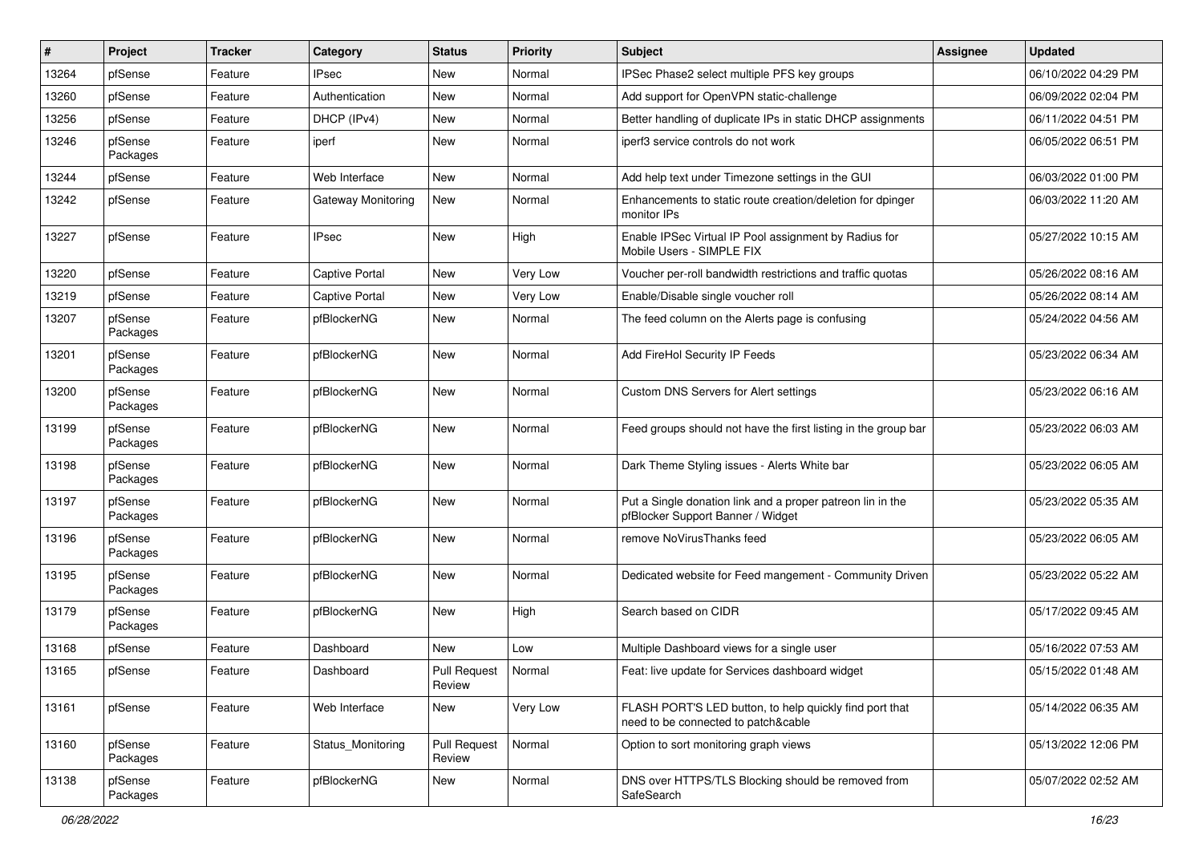| # | Project | Tracker | Category | Status | Priority | Subject | Assignee | Updated |
|---|---|---|---|---|---|---|---|---|
| 13264 | pfSense | Feature | IPsec | New | Normal | IPSec Phase2 select multiple PFS key groups | | 06/10/2022 04:29 PM |
| 13260 | pfSense | Feature | Authentication | New | Normal | Add support for OpenVPN static-challenge | | 06/09/2022 02:04 PM |
| 13256 | pfSense | Feature | DHCP (IPv4) | New | Normal | Better handling of duplicate IPs in static DHCP assignments | | 06/11/2022 04:51 PM |
| 13246 | pfSense Packages | Feature | iperf | New | Normal | iperf3 service controls do not work | | 06/05/2022 06:51 PM |
| 13244 | pfSense | Feature | Web Interface | New | Normal | Add help text under Timezone settings in the GUI | | 06/03/2022 01:00 PM |
| 13242 | pfSense | Feature | Gateway Monitoring | New | Normal | Enhancements to static route creation/deletion for dpinger monitor IPs | | 06/03/2022 11:20 AM |
| 13227 | pfSense | Feature | IPsec | New | High | Enable IPSec Virtual IP Pool assignment by Radius for Mobile Users - SIMPLE FIX | | 05/27/2022 10:15 AM |
| 13220 | pfSense | Feature | Captive Portal | New | Very Low | Voucher per-roll bandwidth restrictions and traffic quotas | | 05/26/2022 08:16 AM |
| 13219 | pfSense | Feature | Captive Portal | New | Very Low | Enable/Disable single voucher roll | | 05/26/2022 08:14 AM |
| 13207 | pfSense Packages | Feature | pfBlockerNG | New | Normal | The feed column on the Alerts page is confusing | | 05/24/2022 04:56 AM |
| 13201 | pfSense Packages | Feature | pfBlockerNG | New | Normal | Add FireHol Security IP Feeds | | 05/23/2022 06:34 AM |
| 13200 | pfSense Packages | Feature | pfBlockerNG | New | Normal | Custom DNS Servers for Alert settings | | 05/23/2022 06:16 AM |
| 13199 | pfSense Packages | Feature | pfBlockerNG | New | Normal | Feed groups should not have the first listing in the group bar | | 05/23/2022 06:03 AM |
| 13198 | pfSense Packages | Feature | pfBlockerNG | New | Normal | Dark Theme Styling issues - Alerts White bar | | 05/23/2022 06:05 AM |
| 13197 | pfSense Packages | Feature | pfBlockerNG | New | Normal | Put a Single donation link and a proper patreon lin in the pfBlocker Support Banner / Widget | | 05/23/2022 05:35 AM |
| 13196 | pfSense Packages | Feature | pfBlockerNG | New | Normal | remove NoVirusThanks feed | | 05/23/2022 06:05 AM |
| 13195 | pfSense Packages | Feature | pfBlockerNG | New | Normal | Dedicated website for Feed mangement - Community Driven | | 05/23/2022 05:22 AM |
| 13179 | pfSense Packages | Feature | pfBlockerNG | New | High | Search based on CIDR | | 05/17/2022 09:45 AM |
| 13168 | pfSense | Feature | Dashboard | New | Low | Multiple Dashboard views for a single user | | 05/16/2022 07:53 AM |
| 13165 | pfSense | Feature | Dashboard | Pull Request Review | Normal | Feat: live update for Services dashboard widget | | 05/15/2022 01:48 AM |
| 13161 | pfSense | Feature | Web Interface | New | Very Low | FLASH PORT'S LED button, to help quickly find port that need to be connected to patch&cable | | 05/14/2022 06:35 AM |
| 13160 | pfSense Packages | Feature | Status_Monitoring | Pull Request Review | Normal | Option to sort monitoring graph views | | 05/13/2022 12:06 PM |
| 13138 | pfSense Packages | Feature | pfBlockerNG | New | Normal | DNS over HTTPS/TLS Blocking should be removed from SafeSearch | | 05/07/2022 02:52 AM |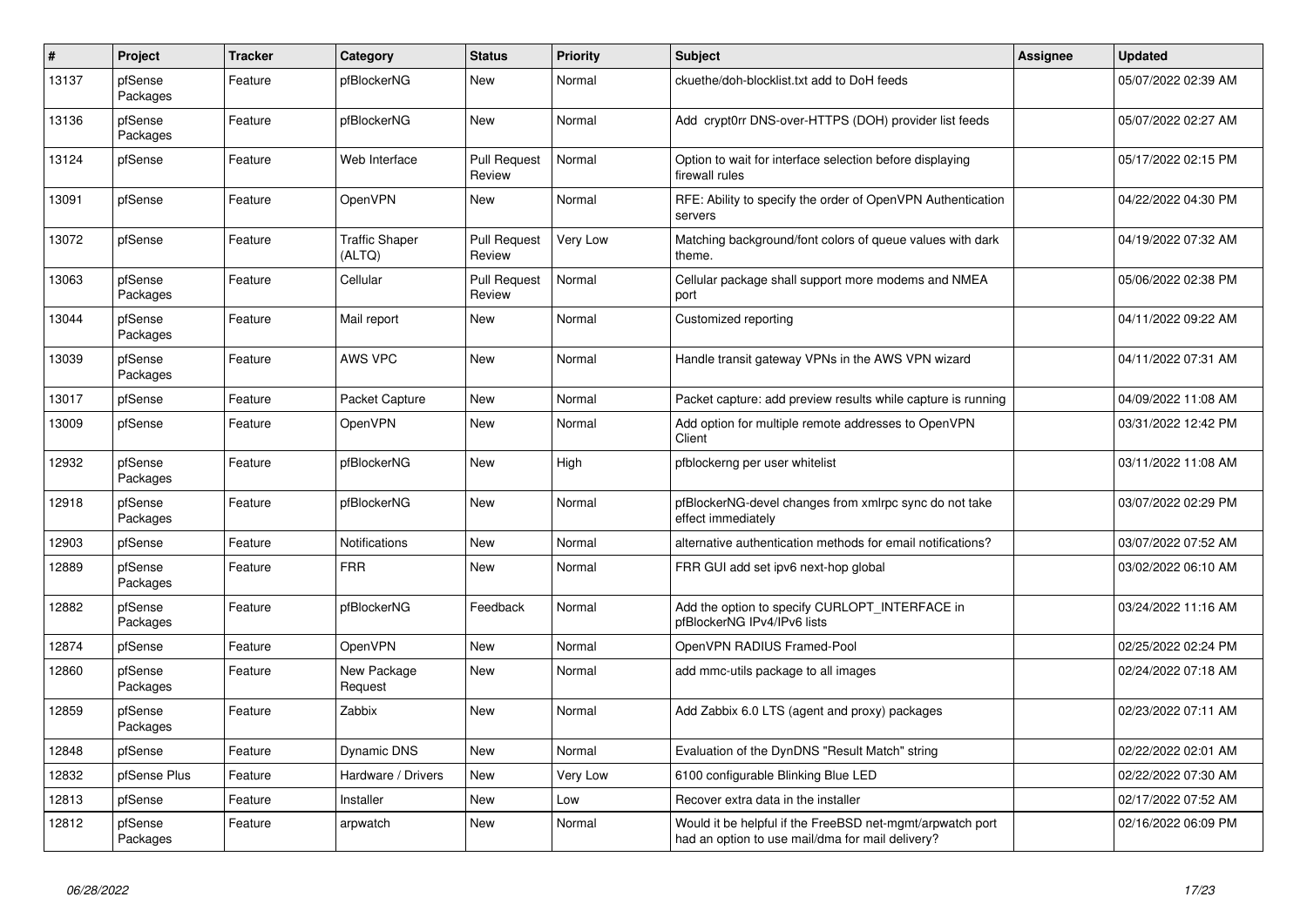| # | Project | Tracker | Category | Status | Priority | Subject | Assignee | Updated |
| --- | --- | --- | --- | --- | --- | --- | --- | --- |
| 13137 | pfSense Packages | Feature | pfBlockerNG | New | Normal | ckuethe/doh-blocklist.txt add to DoH feeds | | 05/07/2022 02:39 AM |
| 13136 | pfSense Packages | Feature | pfBlockerNG | New | Normal | Add crypt0rr DNS-over-HTTPS (DOH) provider list feeds | | 05/07/2022 02:27 AM |
| 13124 | pfSense | Feature | Web Interface | Pull Request Review | Normal | Option to wait for interface selection before displaying firewall rules | | 05/17/2022 02:15 PM |
| 13091 | pfSense | Feature | OpenVPN | New | Normal | RFE: Ability to specify the order of OpenVPN Authentication servers | | 04/22/2022 04:30 PM |
| 13072 | pfSense | Feature | Traffic Shaper (ALTQ) | Pull Request Review | Very Low | Matching background/font colors of queue values with dark theme. | | 04/19/2022 07:32 AM |
| 13063 | pfSense Packages | Feature | Cellular | Pull Request Review | Normal | Cellular package shall support more modems and NMEA port | | 05/06/2022 02:38 PM |
| 13044 | pfSense Packages | Feature | Mail report | New | Normal | Customized reporting | | 04/11/2022 09:22 AM |
| 13039 | pfSense Packages | Feature | AWS VPC | New | Normal | Handle transit gateway VPNs in the AWS VPN wizard | | 04/11/2022 07:31 AM |
| 13017 | pfSense | Feature | Packet Capture | New | Normal | Packet capture: add preview results while capture is running | | 04/09/2022 11:08 AM |
| 13009 | pfSense | Feature | OpenVPN | New | Normal | Add option for multiple remote addresses to OpenVPN Client | | 03/31/2022 12:42 PM |
| 12932 | pfSense Packages | Feature | pfBlockerNG | New | High | pfblockerng per user whitelist | | 03/11/2022 11:08 AM |
| 12918 | pfSense Packages | Feature | pfBlockerNG | New | Normal | pfBlockerNG-devel changes from xmlrpc sync do not take effect immediately | | 03/07/2022 02:29 PM |
| 12903 | pfSense | Feature | Notifications | New | Normal | alternative authentication methods for email notifications? | | 03/07/2022 07:52 AM |
| 12889 | pfSense Packages | Feature | FRR | New | Normal | FRR GUI add set ipv6 next-hop global | | 03/02/2022 06:10 AM |
| 12882 | pfSense Packages | Feature | pfBlockerNG | Feedback | Normal | Add the option to specify CURLOPT_INTERFACE in pfBlockerNG IPv4/IPv6 lists | | 03/24/2022 11:16 AM |
| 12874 | pfSense | Feature | OpenVPN | New | Normal | OpenVPN RADIUS Framed-Pool | | 02/25/2022 02:24 PM |
| 12860 | pfSense Packages | Feature | New Package Request | New | Normal | add mmc-utils package to all images | | 02/24/2022 07:18 AM |
| 12859 | pfSense Packages | Feature | Zabbix | New | Normal | Add Zabbix 6.0 LTS (agent and proxy) packages | | 02/23/2022 07:11 AM |
| 12848 | pfSense | Feature | Dynamic DNS | New | Normal | Evaluation of the DynDNS "Result Match" string | | 02/22/2022 02:01 AM |
| 12832 | pfSense Plus | Feature | Hardware / Drivers | New | Very Low | 6100 configurable Blinking Blue LED | | 02/22/2022 07:30 AM |
| 12813 | pfSense | Feature | Installer | New | Low | Recover extra data in the installer | | 02/17/2022 07:52 AM |
| 12812 | pfSense Packages | Feature | arpwatch | New | Normal | Would it be helpful if the FreeBSD net-mgmt/arpwatch port had an option to use mail/dma for mail delivery? | | 02/16/2022 06:09 PM |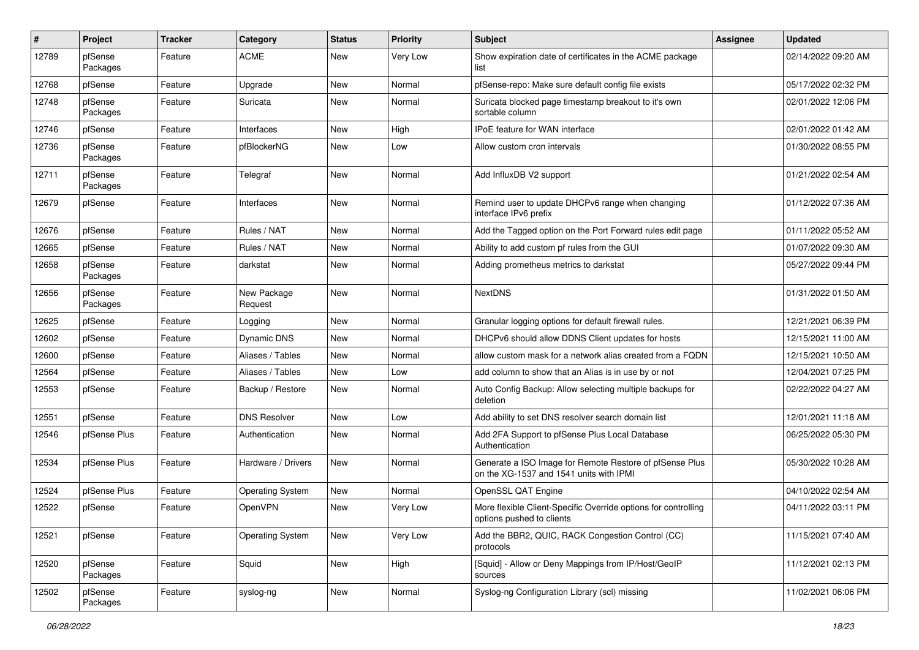| # | Project | Tracker | Category | Status | Priority | Subject | Assignee | Updated |
|---|---|---|---|---|---|---|---|---|
| 12789 | pfSense Packages | Feature | ACME | New | Very Low | Show expiration date of certificates in the ACME package list | | 02/14/2022 09:20 AM |
| 12768 | pfSense | Feature | Upgrade | New | Normal | pfSense-repo: Make sure default config file exists | | 05/17/2022 02:32 PM |
| 12748 | pfSense Packages | Feature | Suricata | New | Normal | Suricata blocked page timestamp breakout to it's own sortable column | | 02/01/2022 12:06 PM |
| 12746 | pfSense | Feature | Interfaces | New | High | IPoE feature for WAN interface | | 02/01/2022 01:42 AM |
| 12736 | pfSense Packages | Feature | pfBlockerNG | New | Low | Allow custom cron intervals | | 01/30/2022 08:55 PM |
| 12711 | pfSense Packages | Feature | Telegraf | New | Normal | Add InfluxDB V2 support | | 01/21/2022 02:54 AM |
| 12679 | pfSense | Feature | Interfaces | New | Normal | Remind user to update DHCPv6 range when changing interface IPv6 prefix | | 01/12/2022 07:36 AM |
| 12676 | pfSense | Feature | Rules / NAT | New | Normal | Add the Tagged option on the Port Forward rules edit page | | 01/11/2022 05:52 AM |
| 12665 | pfSense | Feature | Rules / NAT | New | Normal | Ability to add custom pf rules from the GUI | | 01/07/2022 09:30 AM |
| 12658 | pfSense Packages | Feature | darkstat | New | Normal | Adding prometheus metrics to darkstat | | 05/27/2022 09:44 PM |
| 12656 | pfSense Packages | Feature | New Package Request | New | Normal | NextDNS | | 01/31/2022 01:50 AM |
| 12625 | pfSense | Feature | Logging | New | Normal | Granular logging options for default firewall rules. | | 12/21/2021 06:39 PM |
| 12602 | pfSense | Feature | Dynamic DNS | New | Normal | DHCPv6 should allow DDNS Client updates for hosts | | 12/15/2021 11:00 AM |
| 12600 | pfSense | Feature | Aliases / Tables | New | Normal | allow custom mask for a network alias created from a FQDN | | 12/15/2021 10:50 AM |
| 12564 | pfSense | Feature | Aliases / Tables | New | Low | add column to show that an Alias is in use by or not | | 12/04/2021 07:25 PM |
| 12553 | pfSense | Feature | Backup / Restore | New | Normal | Auto Config Backup: Allow selecting multiple backups for deletion | | 02/22/2022 04:27 AM |
| 12551 | pfSense | Feature | DNS Resolver | New | Low | Add ability to set DNS resolver search domain list | | 12/01/2021 11:18 AM |
| 12546 | pfSense Plus | Feature | Authentication | New | Normal | Add 2FA Support to pfSense Plus Local Database Authentication | | 06/25/2022 05:30 PM |
| 12534 | pfSense Plus | Feature | Hardware / Drivers | New | Normal | Generate a ISO Image for Remote Restore of pfSense Plus on the XG-1537 and 1541 units with IPMI | | 05/30/2022 10:28 AM |
| 12524 | pfSense Plus | Feature | Operating System | New | Normal | OpenSSL QAT Engine | | 04/10/2022 02:54 AM |
| 12522 | pfSense | Feature | OpenVPN | New | Very Low | More flexible Client-Specific Override options for controlling options pushed to clients | | 04/11/2022 03:11 PM |
| 12521 | pfSense | Feature | Operating System | New | Very Low | Add the BBR2, QUIC, RACK Congestion Control (CC) protocols | | 11/15/2021 07:40 AM |
| 12520 | pfSense Packages | Feature | Squid | New | High | [Squid] - Allow or Deny Mappings from IP/Host/GeoIP sources | | 11/12/2021 02:13 PM |
| 12502 | pfSense Packages | Feature | syslog-ng | New | Normal | Syslog-ng Configuration Library (scl) missing | | 11/02/2021 06:06 PM |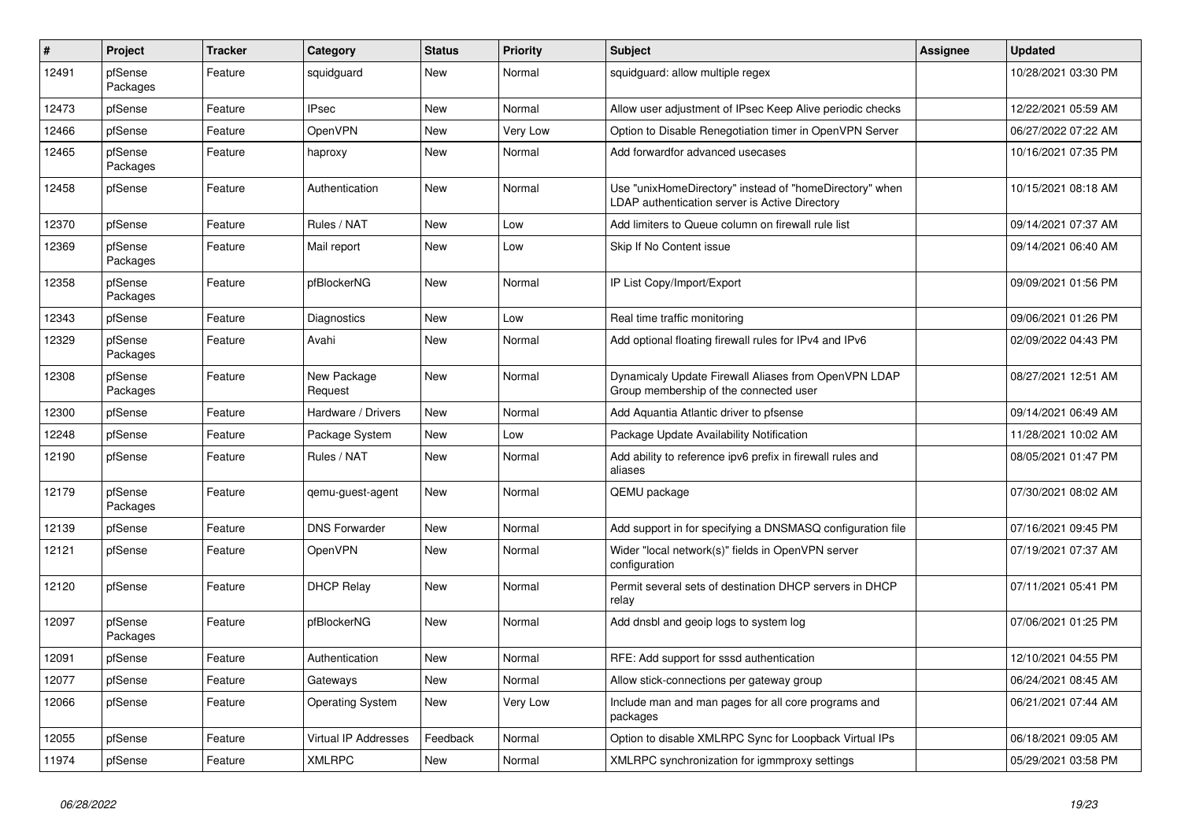| # | Project | Tracker | Category | Status | Priority | Subject | Assignee | Updated |
|---|---|---|---|---|---|---|---|---|
| 12491 | pfSense Packages | Feature | squidguard | New | Normal | squidguard: allow multiple regex | | 10/28/2021 03:30 PM |
| 12473 | pfSense | Feature | IPsec | New | Normal | Allow user adjustment of IPsec Keep Alive periodic checks | | 12/22/2021 05:59 AM |
| 12466 | pfSense | Feature | OpenVPN | New | Very Low | Option to Disable Renegotiation timer in OpenVPN Server | | 06/27/2022 07:22 AM |
| 12465 | pfSense Packages | Feature | haproxy | New | Normal | Add forwardfor advanced usecases | | 10/16/2021 07:35 PM |
| 12458 | pfSense | Feature | Authentication | New | Normal | Use "unixHomeDirectory" instead of "homeDirectory" when LDAP authentication server is Active Directory | | 10/15/2021 08:18 AM |
| 12370 | pfSense | Feature | Rules / NAT | New | Low | Add limiters to Queue column on firewall rule list | | 09/14/2021 07:37 AM |
| 12369 | pfSense Packages | Feature | Mail report | New | Low | Skip If No Content issue | | 09/14/2021 06:40 AM |
| 12358 | pfSense Packages | Feature | pfBlockerNG | New | Normal | IP List Copy/Import/Export | | 09/09/2021 01:56 PM |
| 12343 | pfSense | Feature | Diagnostics | New | Low | Real time traffic monitoring | | 09/06/2021 01:26 PM |
| 12329 | pfSense Packages | Feature | Avahi | New | Normal | Add optional floating firewall rules for IPv4 and IPv6 | | 02/09/2022 04:43 PM |
| 12308 | pfSense Packages | Feature | New Package Request | New | Normal | Dynamicaly Update Firewall Aliases from OpenVPN LDAP Group membership of the connected user | | 08/27/2021 12:51 AM |
| 12300 | pfSense | Feature | Hardware / Drivers | New | Normal | Add Aquantia Atlantic driver to pfsense | | 09/14/2021 06:49 AM |
| 12248 | pfSense | Feature | Package System | New | Low | Package Update Availability Notification | | 11/28/2021 10:02 AM |
| 12190 | pfSense | Feature | Rules / NAT | New | Normal | Add ability to reference ipv6 prefix in firewall rules and aliases | | 08/05/2021 01:47 PM |
| 12179 | pfSense Packages | Feature | qemu-guest-agent | New | Normal | QEMU package | | 07/30/2021 08:02 AM |
| 12139 | pfSense | Feature | DNS Forwarder | New | Normal | Add support in for specifying a DNSMASQ configuration file | | 07/16/2021 09:45 PM |
| 12121 | pfSense | Feature | OpenVPN | New | Normal | Wider "local network(s)" fields in OpenVPN server configuration | | 07/19/2021 07:37 AM |
| 12120 | pfSense | Feature | DHCP Relay | New | Normal | Permit several sets of destination DHCP servers in DHCP relay | | 07/11/2021 05:41 PM |
| 12097 | pfSense Packages | Feature | pfBlockerNG | New | Normal | Add dnsbl and geoip logs to system log | | 07/06/2021 01:25 PM |
| 12091 | pfSense | Feature | Authentication | New | Normal | RFE: Add support for sssd authentication | | 12/10/2021 04:55 PM |
| 12077 | pfSense | Feature | Gateways | New | Normal | Allow stick-connections per gateway group | | 06/24/2021 08:45 AM |
| 12066 | pfSense | Feature | Operating System | New | Very Low | Include man and man pages for all core programs and packages | | 06/21/2021 07:44 AM |
| 12055 | pfSense | Feature | Virtual IP Addresses | Feedback | Normal | Option to disable XMLRPC Sync for Loopback Virtual IPs | | 06/18/2021 09:05 AM |
| 11974 | pfSense | Feature | XMLRPC | New | Normal | XMLRPC synchronization for igmmproxy settings | | 05/29/2021 03:58 PM |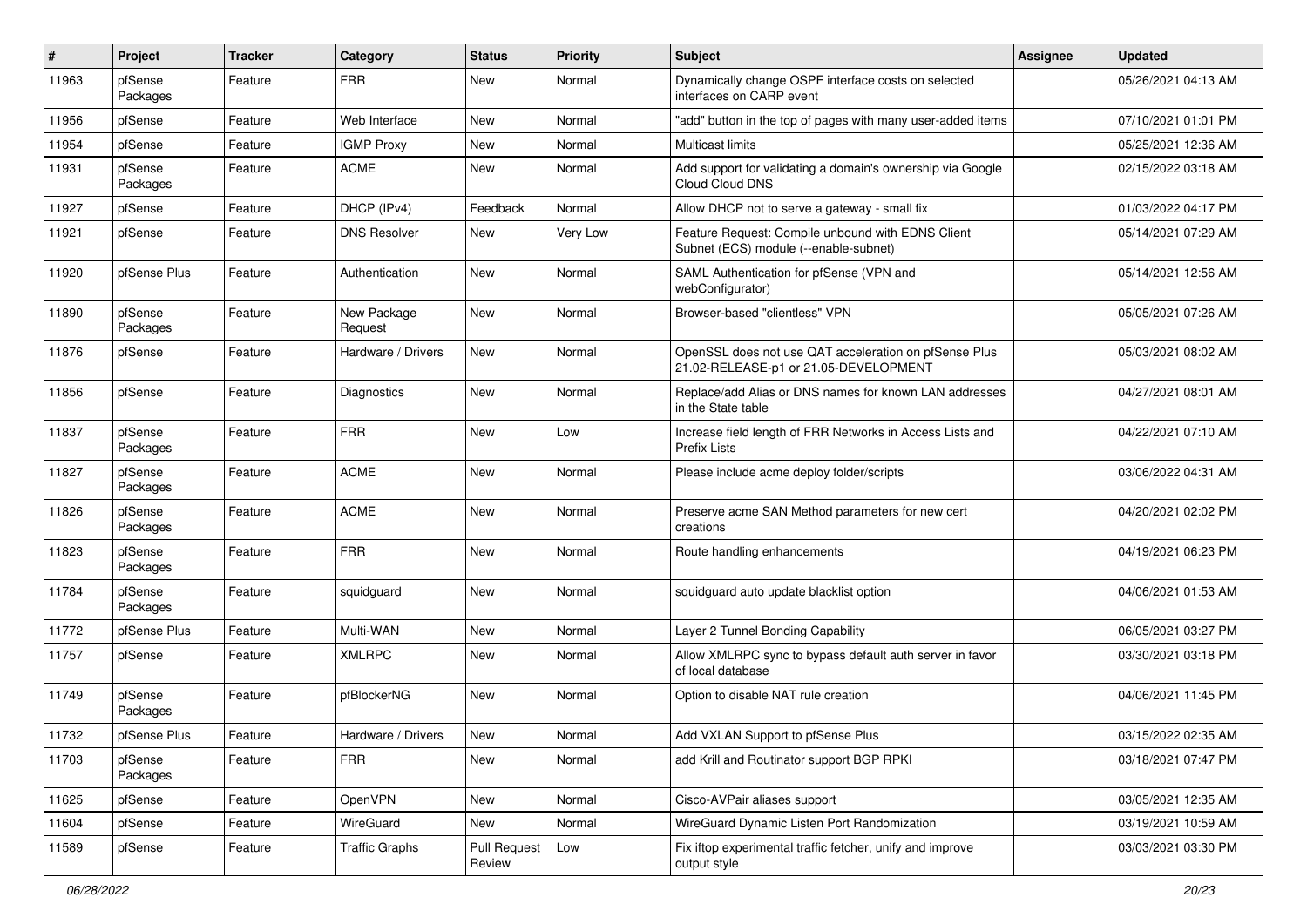| # | Project | Tracker | Category | Status | Priority | Subject | Assignee | Updated |
|---|---|---|---|---|---|---|---|---|
| 11963 | pfSense Packages | Feature | FRR | New | Normal | Dynamically change OSPF interface costs on selected interfaces on CARP event | | 05/26/2021 04:13 AM |
| 11956 | pfSense | Feature | Web Interface | New | Normal | "add" button in the top of pages with many user-added items | | 07/10/2021 01:01 PM |
| 11954 | pfSense | Feature | IGMP Proxy | New | Normal | Multicast limits | | 05/25/2021 12:36 AM |
| 11931 | pfSense Packages | Feature | ACME | New | Normal | Add support for validating a domain's ownership via Google Cloud Cloud DNS | | 02/15/2022 03:18 AM |
| 11927 | pfSense | Feature | DHCP (IPv4) | Feedback | Normal | Allow DHCP not to serve a gateway - small fix | | 01/03/2022 04:17 PM |
| 11921 | pfSense | Feature | DNS Resolver | New | Very Low | Feature Request: Compile unbound with EDNS Client Subnet (ECS) module (--enable-subnet) | | 05/14/2021 07:29 AM |
| 11920 | pfSense Plus | Feature | Authentication | New | Normal | SAML Authentication for pfSense (VPN and webConfigurator) | | 05/14/2021 12:56 AM |
| 11890 | pfSense Packages | Feature | New Package Request | New | Normal | Browser-based "clientless" VPN | | 05/05/2021 07:26 AM |
| 11876 | pfSense | Feature | Hardware / Drivers | New | Normal | OpenSSL does not use QAT acceleration on pfSense Plus 21.02-RELEASE-p1 or 21.05-DEVELOPMENT | | 05/03/2021 08:02 AM |
| 11856 | pfSense | Feature | Diagnostics | New | Normal | Replace/add Alias or DNS names for known LAN addresses in the State table | | 04/27/2021 08:01 AM |
| 11837 | pfSense Packages | Feature | FRR | New | Low | Increase field length of FRR Networks in Access Lists and Prefix Lists | | 04/22/2021 07:10 AM |
| 11827 | pfSense Packages | Feature | ACME | New | Normal | Please include acme deploy folder/scripts | | 03/06/2022 04:31 AM |
| 11826 | pfSense Packages | Feature | ACME | New | Normal | Preserve acme SAN Method parameters for new cert creations | | 04/20/2021 02:02 PM |
| 11823 | pfSense Packages | Feature | FRR | New | Normal | Route handling enhancements | | 04/19/2021 06:23 PM |
| 11784 | pfSense Packages | Feature | squidguard | New | Normal | squidguard auto update blacklist option | | 04/06/2021 01:53 AM |
| 11772 | pfSense Plus | Feature | Multi-WAN | New | Normal | Layer 2 Tunnel Bonding Capability | | 06/05/2021 03:27 PM |
| 11757 | pfSense | Feature | XMLRPC | New | Normal | Allow XMLRPC sync to bypass default auth server in favor of local database | | 03/30/2021 03:18 PM |
| 11749 | pfSense Packages | Feature | pfBlockerNG | New | Normal | Option to disable NAT rule creation | | 04/06/2021 11:45 PM |
| 11732 | pfSense Plus | Feature | Hardware / Drivers | New | Normal | Add VXLAN Support to pfSense Plus | | 03/15/2022 02:35 AM |
| 11703 | pfSense Packages | Feature | FRR | New | Normal | add Krill and Routinator support BGP RPKI | | 03/18/2021 07:47 PM |
| 11625 | pfSense | Feature | OpenVPN | New | Normal | Cisco-AVPair aliases support | | 03/05/2021 12:35 AM |
| 11604 | pfSense | Feature | WireGuard | New | Normal | WireGuard Dynamic Listen Port Randomization | | 03/19/2021 10:59 AM |
| 11589 | pfSense | Feature | Traffic Graphs | Pull Request Review | Low | Fix iftop experimental traffic fetcher, unify and improve output style | | 03/03/2021 03:30 PM |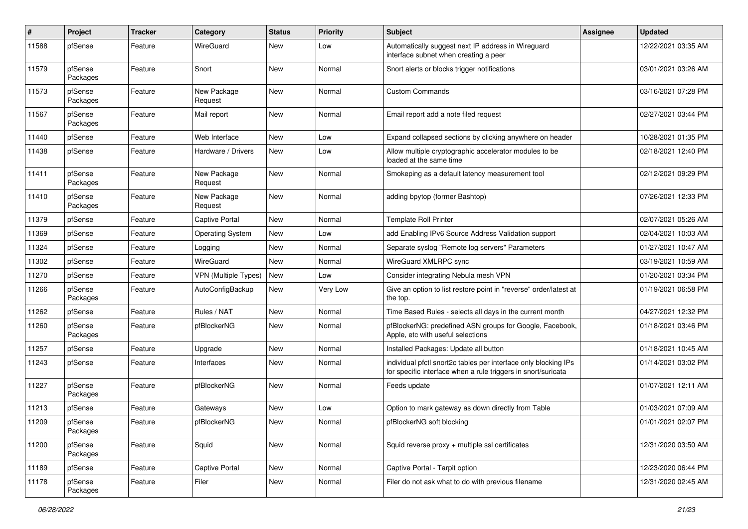| # | Project | Tracker | Category | Status | Priority | Subject | Assignee | Updated |
|---|---|---|---|---|---|---|---|---|
| 11588 | pfSense | Feature | WireGuard | New | Low | Automatically suggest next IP address in Wireguard interface subnet when creating a peer | | 12/22/2021 03:35 AM |
| 11579 | pfSense Packages | Feature | Snort | New | Normal | Snort alerts or blocks trigger notifications | | 03/01/2021 03:26 AM |
| 11573 | pfSense Packages | Feature | New Package Request | New | Normal | Custom Commands | | 03/16/2021 07:28 PM |
| 11567 | pfSense Packages | Feature | Mail report | New | Normal | Email report add a note filed request | | 02/27/2021 03:44 PM |
| 11440 | pfSense | Feature | Web Interface | New | Low | Expand collapsed sections by clicking anywhere on header | | 10/28/2021 01:35 PM |
| 11438 | pfSense | Feature | Hardware / Drivers | New | Low | Allow multiple cryptographic accelerator modules to be loaded at the same time | | 02/18/2021 12:40 PM |
| 11411 | pfSense Packages | Feature | New Package Request | New | Normal | Smokeping as a default latency measurement tool | | 02/12/2021 09:29 PM |
| 11410 | pfSense Packages | Feature | New Package Request | New | Normal | adding bpytop (former Bashtop) | | 07/26/2021 12:33 PM |
| 11379 | pfSense | Feature | Captive Portal | New | Normal | Template Roll Printer | | 02/07/2021 05:26 AM |
| 11369 | pfSense | Feature | Operating System | New | Low | add Enabling IPv6 Source Address Validation support | | 02/04/2021 10:03 AM |
| 11324 | pfSense | Feature | Logging | New | Normal | Separate syslog "Remote log servers" Parameters | | 01/27/2021 10:47 AM |
| 11302 | pfSense | Feature | WireGuard | New | Normal | WireGuard XMLRPC sync | | 03/19/2021 10:59 AM |
| 11270 | pfSense | Feature | VPN (Multiple Types) | New | Low | Consider integrating Nebula mesh VPN | | 01/20/2021 03:34 PM |
| 11266 | pfSense Packages | Feature | AutoConfigBackup | New | Very Low | Give an option to list restore point in "reverse" order/latest at the top. | | 01/19/2021 06:58 PM |
| 11262 | pfSense | Feature | Rules / NAT | New | Normal | Time Based Rules - selects all days in the current month | | 04/27/2021 12:32 PM |
| 11260 | pfSense Packages | Feature | pfBlockerNG | New | Normal | pfBlockerNG: predefined ASN groups for Google, Facebook, Apple, etc with useful selections | | 01/18/2021 03:46 PM |
| 11257 | pfSense | Feature | Upgrade | New | Normal | Installed Packages: Update all button | | 01/18/2021 10:45 AM |
| 11243 | pfSense | Feature | Interfaces | New | Normal | individual pfctl snort2c tables per interface only blocking IPs for specific interface when a rule triggers in snort/suricata | | 01/14/2021 03:02 PM |
| 11227 | pfSense Packages | Feature | pfBlockerNG | New | Normal | Feeds update | | 01/07/2021 12:11 AM |
| 11213 | pfSense | Feature | Gateways | New | Low | Option to mark gateway as down directly from Table | | 01/03/2021 07:09 AM |
| 11209 | pfSense Packages | Feature | pfBlockerNG | New | Normal | pfBlockerNG soft blocking | | 01/01/2021 02:07 PM |
| 11200 | pfSense Packages | Feature | Squid | New | Normal | Squid reverse proxy + multiple ssl certificates | | 12/31/2020 03:50 AM |
| 11189 | pfSense | Feature | Captive Portal | New | Normal | Captive Portal - Tarpit option | | 12/23/2020 06:44 PM |
| 11178 | pfSense Packages | Feature | Filer | New | Normal | Filer do not ask what to do with previous filename | | 12/31/2020 02:45 AM |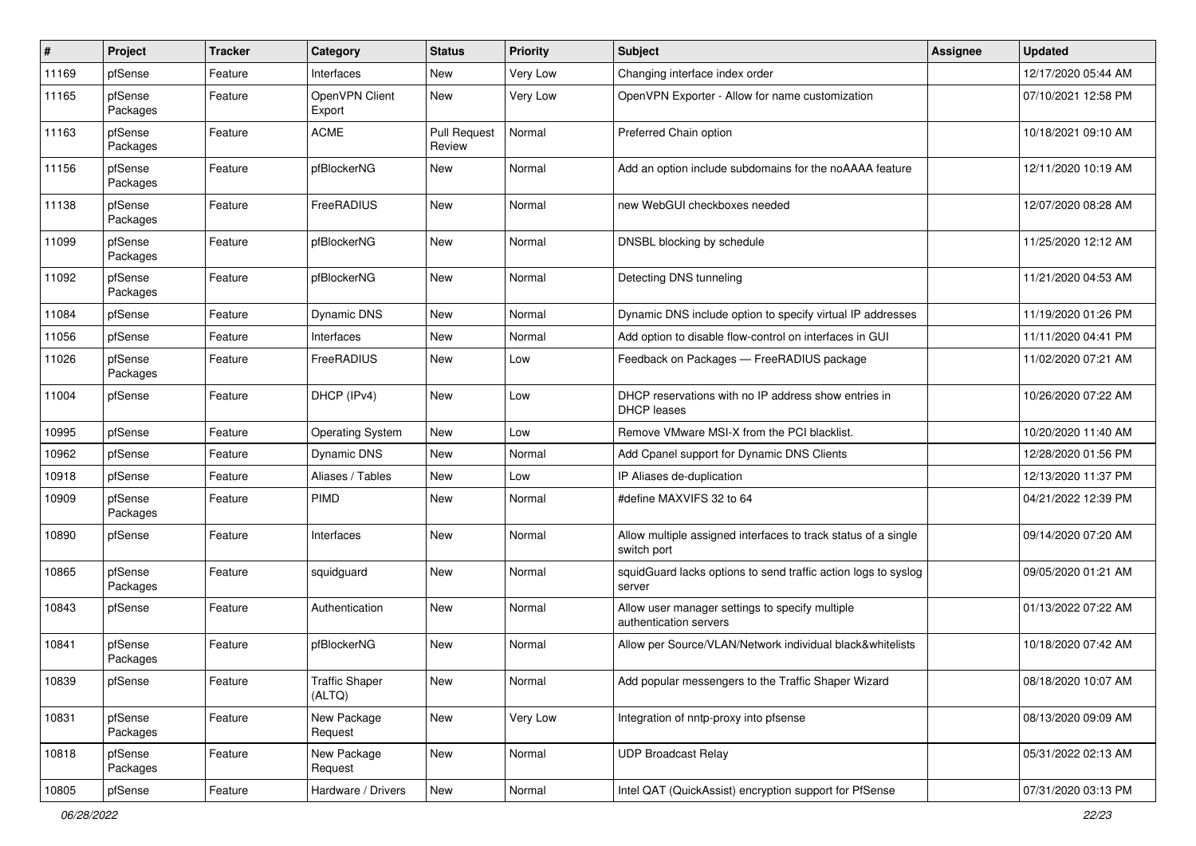| # | Project | Tracker | Category | Status | Priority | Subject | Assignee | Updated |
|---|---|---|---|---|---|---|---|---|
| 11169 | pfSense | Feature | Interfaces | New | Very Low | Changing interface index order | | 12/17/2020 05:44 AM |
| 11165 | pfSense Packages | Feature | OpenVPN Client Export | New | Very Low | OpenVPN Exporter - Allow for name customization | | 07/10/2021 12:58 PM |
| 11163 | pfSense Packages | Feature | ACME | Pull Request Review | Normal | Preferred Chain option | | 10/18/2021 09:10 AM |
| 11156 | pfSense Packages | Feature | pfBlockerNG | New | Normal | Add an option include subdomains for the noAAAA feature | | 12/11/2020 10:19 AM |
| 11138 | pfSense Packages | Feature | FreeRADIUS | New | Normal | new WebGUI checkboxes needed | | 12/07/2020 08:28 AM |
| 11099 | pfSense Packages | Feature | pfBlockerNG | New | Normal | DNSBL blocking by schedule | | 11/25/2020 12:12 AM |
| 11092 | pfSense Packages | Feature | pfBlockerNG | New | Normal | Detecting DNS tunneling | | 11/21/2020 04:53 AM |
| 11084 | pfSense | Feature | Dynamic DNS | New | Normal | Dynamic DNS include option to specify virtual IP addresses | | 11/19/2020 01:26 PM |
| 11056 | pfSense | Feature | Interfaces | New | Normal | Add option to disable flow-control on interfaces in GUI | | 11/11/2020 04:41 PM |
| 11026 | pfSense Packages | Feature | FreeRADIUS | New | Low | Feedback on Packages — FreeRADIUS package | | 11/02/2020 07:21 AM |
| 11004 | pfSense | Feature | DHCP (IPv4) | New | Low | DHCP reservations with no IP address show entries in DHCP leases | | 10/26/2020 07:22 AM |
| 10995 | pfSense | Feature | Operating System | New | Low | Remove VMware MSI-X from the PCI blacklist. | | 10/20/2020 11:40 AM |
| 10962 | pfSense | Feature | Dynamic DNS | New | Normal | Add Cpanel support for Dynamic DNS Clients | | 12/28/2020 01:56 PM |
| 10918 | pfSense | Feature | Aliases / Tables | New | Low | IP Aliases de-duplication | | 12/13/2020 11:37 PM |
| 10909 | pfSense Packages | Feature | PIMD | New | Normal | #define MAXVIFS 32 to 64 | | 04/21/2022 12:39 PM |
| 10890 | pfSense | Feature | Interfaces | New | Normal | Allow multiple assigned interfaces to track status of a single switch port | | 09/14/2020 07:20 AM |
| 10865 | pfSense Packages | Feature | squidguard | New | Normal | squidGuard lacks options to send traffic action logs to syslog server | | 09/05/2020 01:21 AM |
| 10843 | pfSense | Feature | Authentication | New | Normal | Allow user manager settings to specify multiple authentication servers | | 01/13/2022 07:22 AM |
| 10841 | pfSense Packages | Feature | pfBlockerNG | New | Normal | Allow per Source/VLAN/Network individual black&whitelists | | 10/18/2020 07:42 AM |
| 10839 | pfSense | Feature | Traffic Shaper (ALTQ) | New | Normal | Add popular messengers to the Traffic Shaper Wizard | | 08/18/2020 10:07 AM |
| 10831 | pfSense Packages | Feature | New Package Request | New | Very Low | Integration of nntp-proxy into pfsense | | 08/13/2020 09:09 AM |
| 10818 | pfSense Packages | Feature | New Package Request | New | Normal | UDP Broadcast Relay | | 05/31/2022 02:13 AM |
| 10805 | pfSense | Feature | Hardware / Drivers | New | Normal | Intel QAT (QuickAssist) encryption support for PfSense | | 07/31/2020 03:13 PM |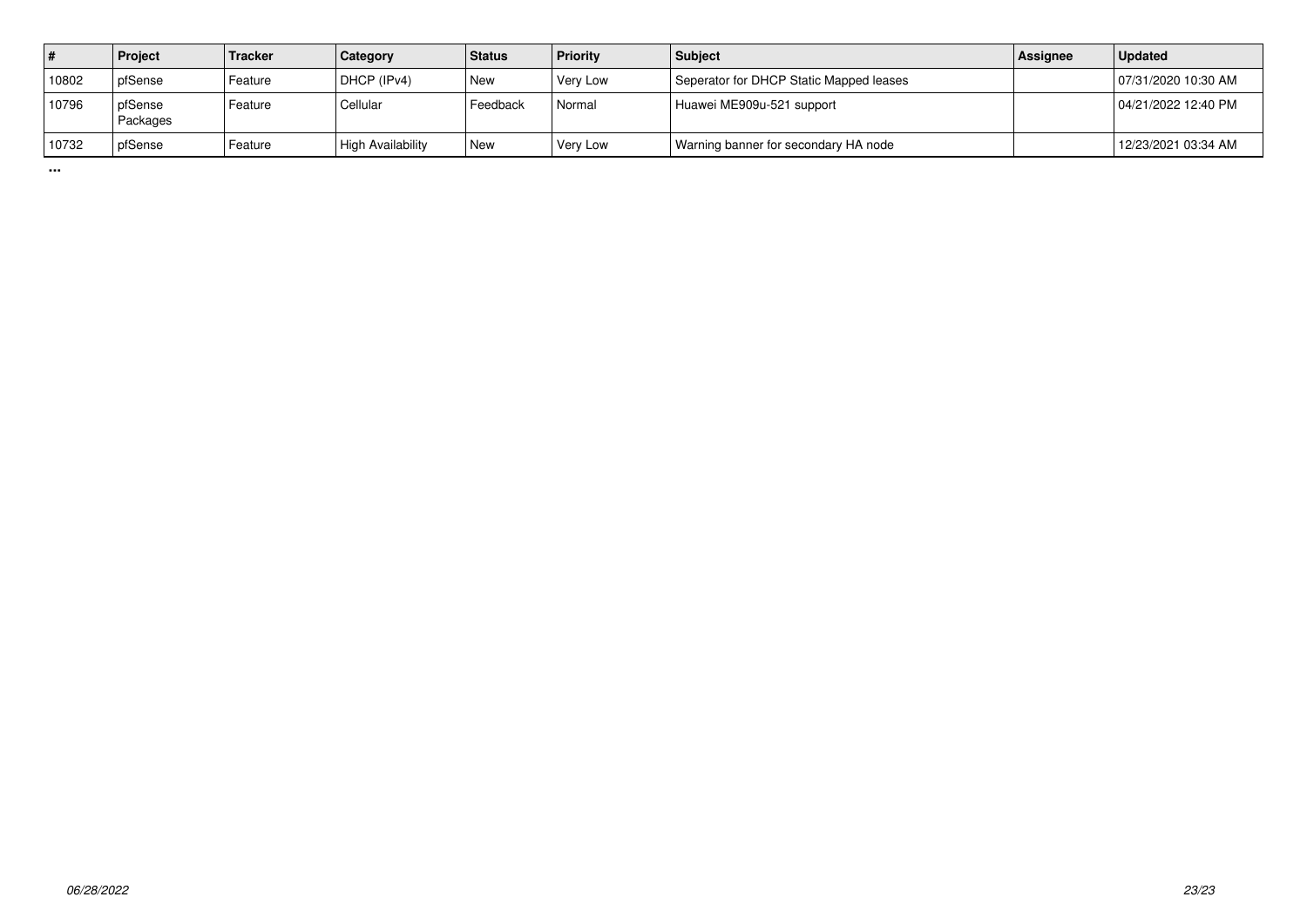| # | Project | Tracker | Category | Status | Priority | Subject | Assignee | Updated |
|---|---|---|---|---|---|---|---|---|
| 10802 | pfSense | Feature | DHCP (IPv4) | New | Very Low | Seperator for DHCP Static Mapped leases | | 07/31/2020 10:30 AM |
| 10796 | pfSense Packages | Feature | Cellular | Feedback | Normal | Huawei ME909u-521 support | | 04/21/2022 12:40 PM |
| 10732 | pfSense | Feature | High Availability | New | Very Low | Warning banner for secondary HA node | | 12/23/2021 03:34 AM |

...